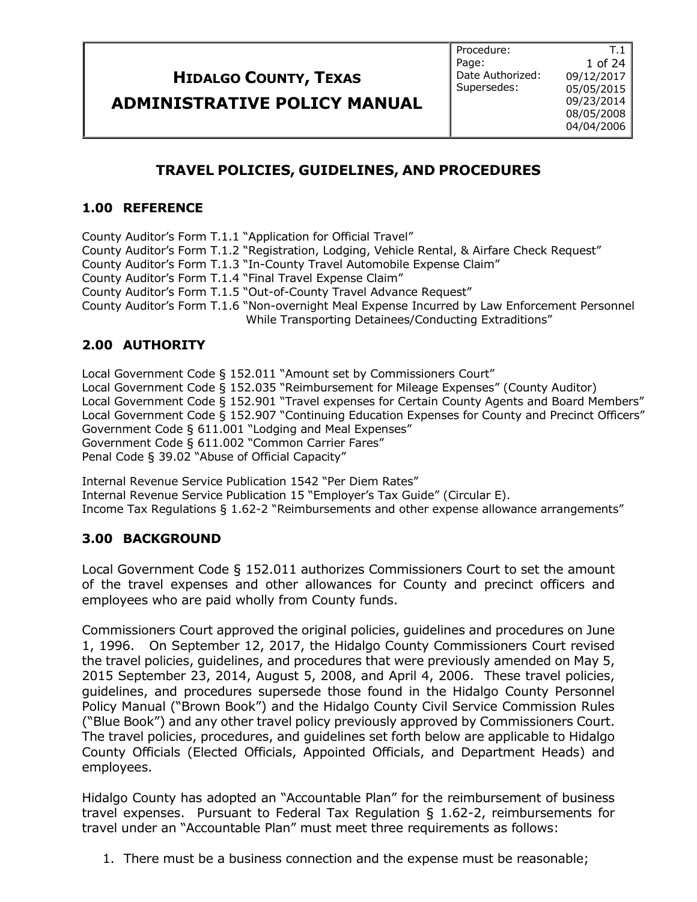# HIDALGO COUNTY, TEXAS
# ADMINISTRATIVE POLICY MANUAL

| Procedure: | T.1 |
| --- | --- |
| Date Authorized: | 09/12/2017 |
| Supersedes: | 05/05/2015 |
| | 09/23/2014 |
| | 08/05/2008 |
| | 04/04/2006 |

## TRAVEL POLICIES, GUIDELINES, AND PROCEDURES

### 1.00 REFERENCE

County Auditor's Form T.1.1 "Application for Official Travel"
County Auditor's Form T.1.2 "Registration, Lodging, Vehicle Rental, & Airfare Check Request"
County Auditor's Form T.1.3 "In-County Travel Automobile Expense Claim"
County Auditor's Form T.1.4 "Final Travel Expense Claim"
County Auditor's Form T.1.5 "Out-of-County Travel Advance Request"
County Auditor's Form T.1.6 "Non-overnight Meal Expense Incurred by Law Enforcement Personnel While Transporting Detainees/Conducting Extraditions"

### 2.00 AUTHORITY

Local Government Code § 152.011 "Amount set by Commissioners Court"
Local Government Code § 152.035 "Reimbursement for Mileage Expenses" (County Auditor)
Local Government Code § 152.901 "Travel expenses for Certain County Agents and Board Members"
Local Government Code § 152.907 "Continuing Education Expenses for County and Precinct Officers"
Government Code § 611.001 "Lodging and Meal Expenses"
Government Code § 611.002 "Common Carrier Fares"
Penal Code § 39.02 "Abuse of Official Capacity"

Internal Revenue Service Publication 1542 "Per Diem Rates"
Internal Revenue Service Publication 15 "Employer's Tax Guide" (Circular E).
Income Tax Regulations § 1.62-2 "Reimbursements and other expense allowance arrangements"

### 3.00 BACKGROUND

Local Government Code § 152.011 authorizes Commissioners Court to set the amount of the travel expenses and other allowances for County and precinct officers and employees who are paid wholly from County funds.

Commissioners Court approved the original policies, guidelines and procedures on June 1, 1996. On September 12, 2017, the Hidalgo County Commissioners Court revised the travel policies, guidelines, and procedures that were previously amended on May 5, 2015 September 23, 2014, August 5, 2008, and April 4, 2006. These travel policies, guidelines, and procedures supersede those found in the Hidalgo County Personnel Policy Manual ("Brown Book") and the Hidalgo County Civil Service Commission Rules ("Blue Book") and any other travel policy previously approved by Commissioners Court. The travel policies, procedures, and guidelines set forth below are applicable to Hidalgo County Officials (Elected Officials, Appointed Officials, and Department Heads) and employees.

Hidalgo County has adopted an "Accountable Plan" for the reimbursement of business travel expenses. Pursuant to Federal Tax Regulation § 1.62-2, reimbursements for travel under an "Accountable Plan" must meet three requirements as follows:

1. There must be a business connection and the expense must be reasonable;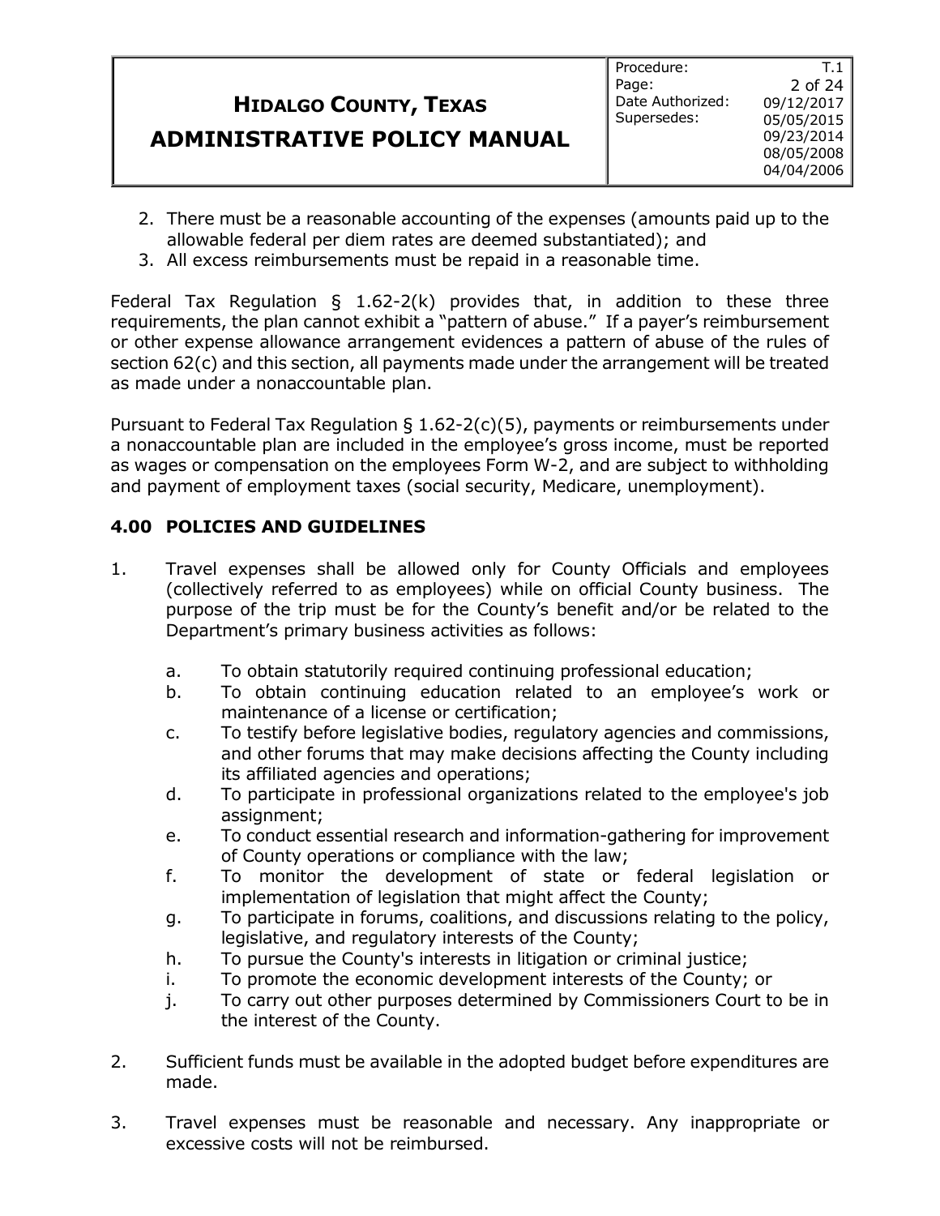2. There must be a reasonable accounting of the expenses (amounts paid up to the allowable federal per diem rates are deemed substantiated); and
3. All excess reimbursements must be repaid in a reasonable time.

Federal Tax Regulation § 1.62-2(k) provides that, in addition to these three requirements, the plan cannot exhibit a "pattern of abuse." If a payer's reimbursement or other expense allowance arrangement evidences a pattern of abuse of the rules of section 62(c) and this section, all payments made under the arrangement will be treated as made under a nonaccountable plan.

Pursuant to Federal Tax Regulation § 1.62-2(c)(5), payments or reimbursements under a nonaccountable plan are included in the employee's gross income, must be reported as wages or compensation on the employees Form W-2, and are subject to withholding and payment of employment taxes (social security, Medicare, unemployment).

## 4.00 POLICIES AND GUIDELINES

1. Travel expenses shall be allowed only for County Officials and employees (collectively referred to as employees) while on official County business. The purpose of the trip must be for the County's benefit and/or be related to the Department's primary business activities as follows:

    a. To obtain statutorily required continuing professional education;
    b. To obtain continuing education related to an employee's work or maintenance of a license or certification;
    c. To testify before legislative bodies, regulatory agencies and commissions, and other forums that may make decisions affecting the County including its affiliated agencies and operations;
    d. To participate in professional organizations related to the employee's job assignment;
    e. To conduct essential research and information-gathering for improvement of County operations or compliance with the law;
    f. To monitor the development of state or federal legislation or implementation of legislation that might affect the County;
    g. To participate in forums, coalitions, and discussions relating to the policy, legislative, and regulatory interests of the County;
    h. To pursue the County's interests in litigation or criminal justice;
    i. To promote the economic development interests of the County; or
    j. To carry out other purposes determined by Commissioners Court to be in the interest of the County.

2. Sufficient funds must be available in the adopted budget before expenditures are made.

3. Travel expenses must be reasonable and necessary. Any inappropriate or excessive costs will not be reimbursed.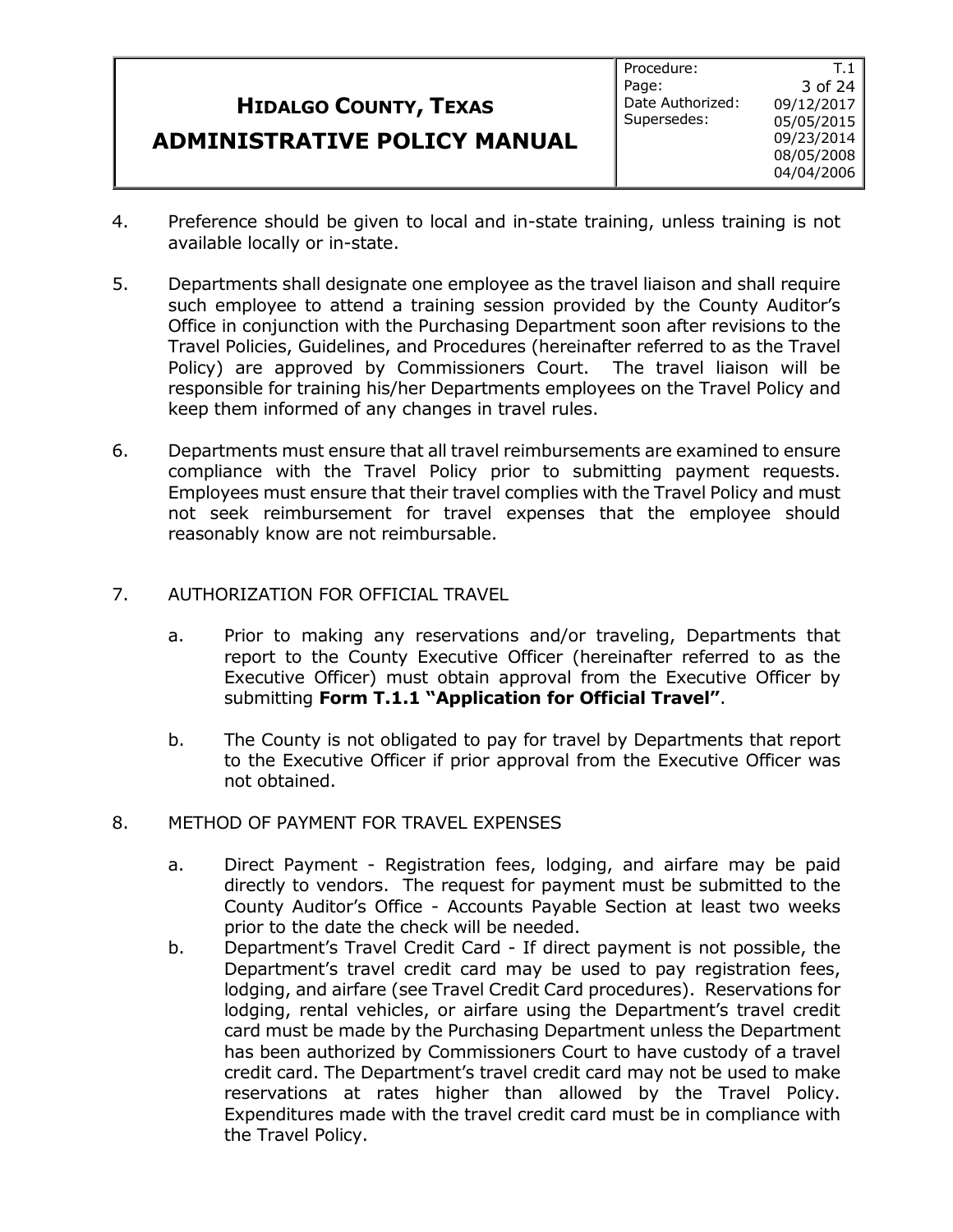4. Preference should be given to local and in-state training, unless training is not available locally or in-state.

5. Departments shall designate one employee as the travel liaison and shall require such employee to attend a training session provided by the County Auditor's Office in conjunction with the Purchasing Department soon after revisions to the Travel Policies, Guidelines, and Procedures (hereinafter referred to as the Travel Policy) are approved by Commissioners Court. The travel liaison will be responsible for training his/her Departments employees on the Travel Policy and keep them informed of any changes in travel rules.

6. Departments must ensure that all travel reimbursements are examined to ensure compliance with the Travel Policy prior to submitting payment requests. Employees must ensure that their travel complies with the Travel Policy and must not seek reimbursement for travel expenses that the employee should reasonably know are not reimbursable.

7. AUTHORIZATION FOR OFFICIAL TRAVEL

   a. Prior to making any reservations and/or traveling, Departments that report to the County Executive Officer (hereinafter referred to as the Executive Officer) must obtain approval from the Executive Officer by submitting **Form T.1.1 "Application for Official Travel"**.

   b. The County is not obligated to pay for travel by Departments that report to the Executive Officer if prior approval from the Executive Officer was not obtained.

8. METHOD OF PAYMENT FOR TRAVEL EXPENSES

   a. Direct Payment - Registration fees, lodging, and airfare may be paid directly to vendors. The request for payment must be submitted to the County Auditor's Office - Accounts Payable Section at least two weeks prior to the date the check will be needed.

   b. Department's Travel Credit Card - If direct payment is not possible, the Department's travel credit card may be used to pay registration fees, lodging, and airfare (see Travel Credit Card procedures). Reservations for lodging, rental vehicles, or airfare using the Department's travel credit card must be made by the Purchasing Department unless the Department has been authorized by Commissioners Court to have custody of a travel credit card. The Department's travel credit card may not be used to make reservations at rates higher than allowed by the Travel Policy. Expenditures made with the travel credit card must be in compliance with the Travel Policy.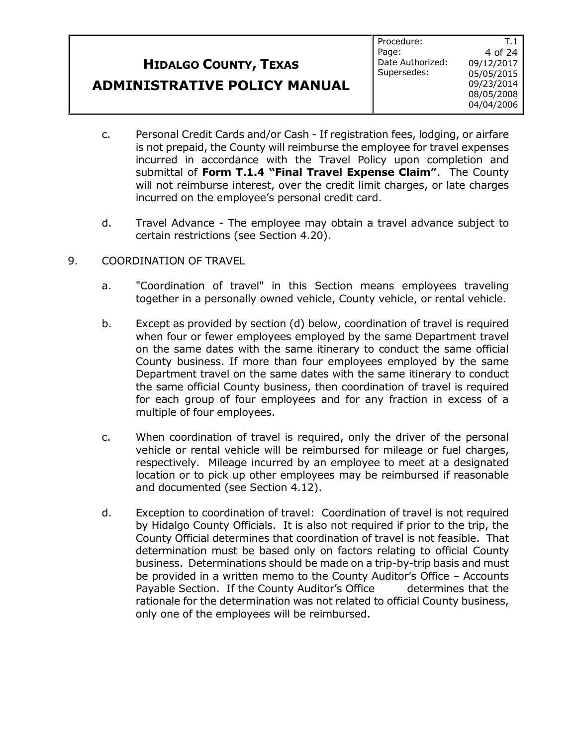c. Personal Credit Cards and/or Cash - If registration fees, lodging, or airfare is not prepaid, the County will reimburse the employee for travel expenses incurred in accordance with the Travel Policy upon completion and submittal of **Form T.1.4 "Final Travel Expense Claim"**. The County will not reimburse interest, over the credit limit charges, or late charges incurred on the employee's personal credit card.

d. Travel Advance - The employee may obtain a travel advance subject to certain restrictions (see Section 4.20).

9. COORDINATION OF TRAVEL

a. "Coordination of travel" in this Section means employees traveling together in a personally owned vehicle, County vehicle, or rental vehicle.

b. Except as provided by section (d) below, coordination of travel is required when four or fewer employees employed by the same Department travel on the same dates with the same itinerary to conduct the same official County business. If more than four employees employed by the same Department travel on the same dates with the same itinerary to conduct the same official County business, then coordination of travel is required for each group of four employees and for any fraction in excess of a multiple of four employees.

c. When coordination of travel is required, only the driver of the personal vehicle or rental vehicle will be reimbursed for mileage or fuel charges, respectively. Mileage incurred by an employee to meet at a designated location or to pick up other employees may be reimbursed if reasonable and documented (see Section 4.12).

d. Exception to coordination of travel: Coordination of travel is not required by Hidalgo County Officials. It is also not required if prior to the trip, the County Official determines that coordination of travel is not feasible. That determination must be based only on factors relating to official County business. Determinations should be made on a trip-by-trip basis and must be provided in a written memo to the County Auditor's Office – Accounts Payable Section. If the County Auditor's Office determines that the rationale for the determination was not related to official County business, only one of the employees will be reimbursed.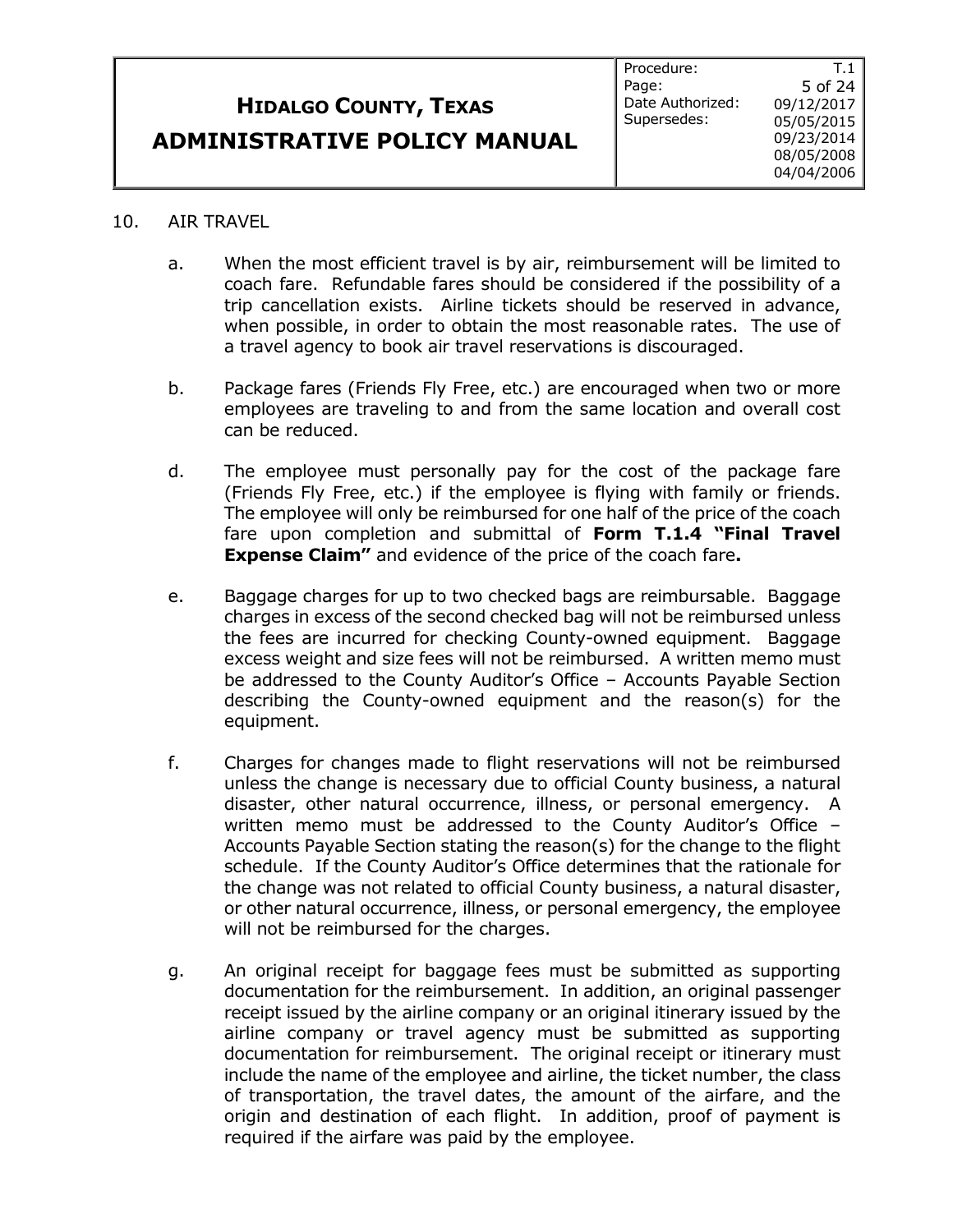10. AIR TRAVEL

   a. When the most efficient travel is by air, reimbursement will be limited to coach fare. Refundable fares should be considered if the possibility of a trip cancellation exists. Airline tickets should be reserved in advance, when possible, in order to obtain the most reasonable rates. The use of a travel agency to book air travel reservations is discouraged.

   b. Package fares (Friends Fly Free, etc.) are encouraged when two or more employees are traveling to and from the same location and overall cost can be reduced.

   d. The employee must personally pay for the cost of the package fare (Friends Fly Free, etc.) if the employee is flying with family or friends. The employee will only be reimbursed for one half of the price of the coach fare upon completion and submittal of **Form T.1.4 "Final Travel Expense Claim"** and evidence of the price of the coach fare**.**

   e. Baggage charges for up to two checked bags are reimbursable. Baggage charges in excess of the second checked bag will not be reimbursed unless the fees are incurred for checking County-owned equipment. Baggage excess weight and size fees will not be reimbursed. A written memo must be addressed to the County Auditor's Office – Accounts Payable Section describing the County-owned equipment and the reason(s) for the equipment.

   f. Charges for changes made to flight reservations will not be reimbursed unless the change is necessary due to official County business, a natural disaster, other natural occurrence, illness, or personal emergency. A written memo must be addressed to the County Auditor's Office – Accounts Payable Section stating the reason(s) for the change to the flight schedule. If the County Auditor's Office determines that the rationale for the change was not related to official County business, a natural disaster, or other natural occurrence, illness, or personal emergency, the employee will not be reimbursed for the charges.

   g. An original receipt for baggage fees must be submitted as supporting documentation for the reimbursement. In addition, an original passenger receipt issued by the airline company or an original itinerary issued by the airline company or travel agency must be submitted as supporting documentation for reimbursement. The original receipt or itinerary must include the name of the employee and airline, the ticket number, the class of transportation, the travel dates, the amount of the airfare, and the origin and destination of each flight. In addition, proof of payment is required if the airfare was paid by the employee.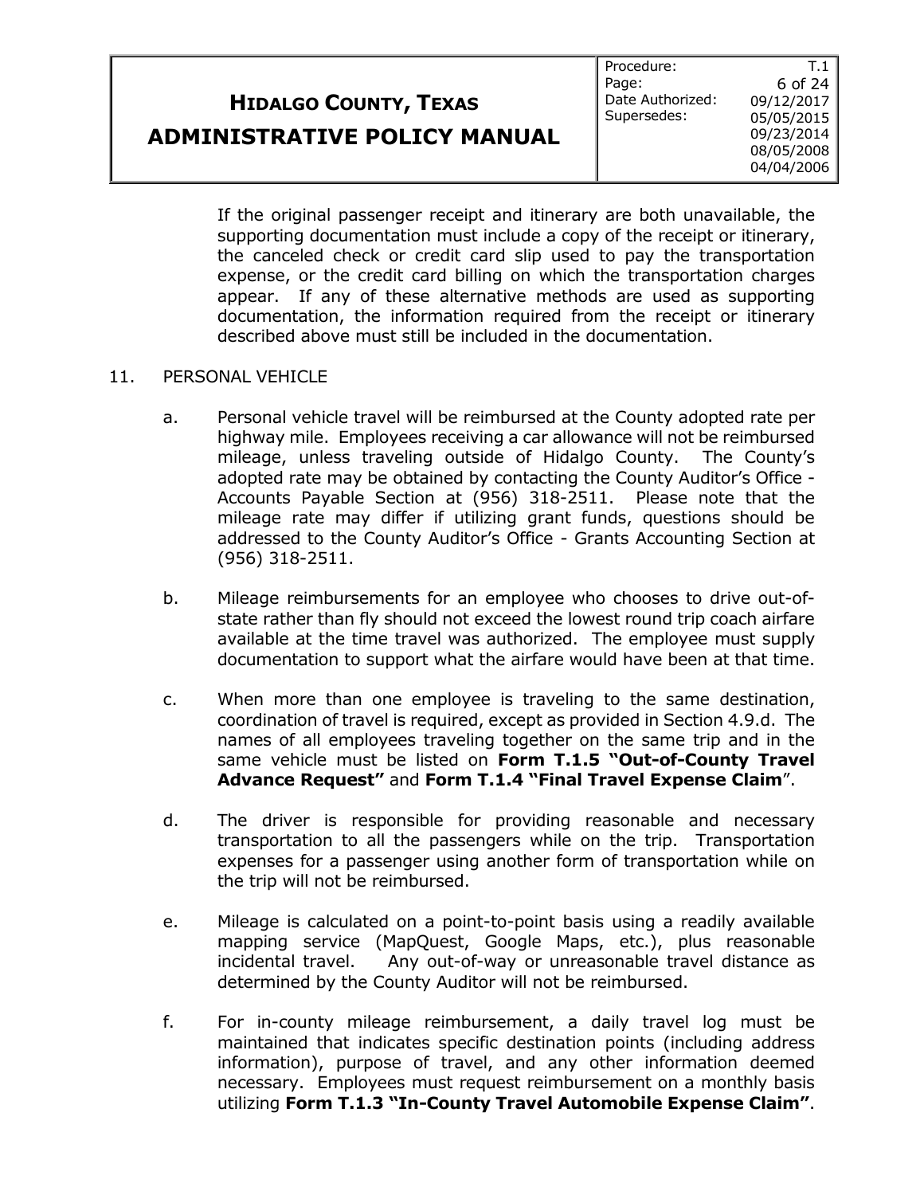If the original passenger receipt and itinerary are both unavailable, the supporting documentation must include a copy of the receipt or itinerary, the canceled check or credit card slip used to pay the transportation expense, or the credit card billing on which the transportation charges appear. If any of these alternative methods are used as supporting documentation, the information required from the receipt or itinerary described above must still be included in the documentation.

11. PERSONAL VEHICLE

 a. Personal vehicle travel will be reimbursed at the County adopted rate per highway mile. Employees receiving a car allowance will not be reimbursed mileage, unless traveling outside of Hidalgo County. The County's adopted rate may be obtained by contacting the County Auditor's Office - Accounts Payable Section at (956) 318-2511. Please note that the mileage rate may differ if utilizing grant funds, questions should be addressed to the County Auditor's Office - Grants Accounting Section at (956) 318-2511.

 b. Mileage reimbursements for an employee who chooses to drive out-of-state rather than fly should not exceed the lowest round trip coach airfare available at the time travel was authorized. The employee must supply documentation to support what the airfare would have been at that time.

 c. When more than one employee is traveling to the same destination, coordination of travel is required, except as provided in Section 4.9.d. The names of all employees traveling together on the same trip and in the same vehicle must be listed on **Form T.1.5 "Out-of-County Travel Advance Request"** and **Form T.1.4 "Final Travel Expense Claim**".

 d. The driver is responsible for providing reasonable and necessary transportation to all the passengers while on the trip. Transportation expenses for a passenger using another form of transportation while on the trip will not be reimbursed.

 e. Mileage is calculated on a point-to-point basis using a readily available mapping service (MapQuest, Google Maps, etc.), plus reasonable incidental travel. Any out-of-way or unreasonable travel distance as determined by the County Auditor will not be reimbursed.

 f. For in-county mileage reimbursement, a daily travel log must be maintained that indicates specific destination points (including address information), purpose of travel, and any other information deemed necessary. Employees must request reimbursement on a monthly basis utilizing **Form T.1.3 "In-County Travel Automobile Expense Claim"**.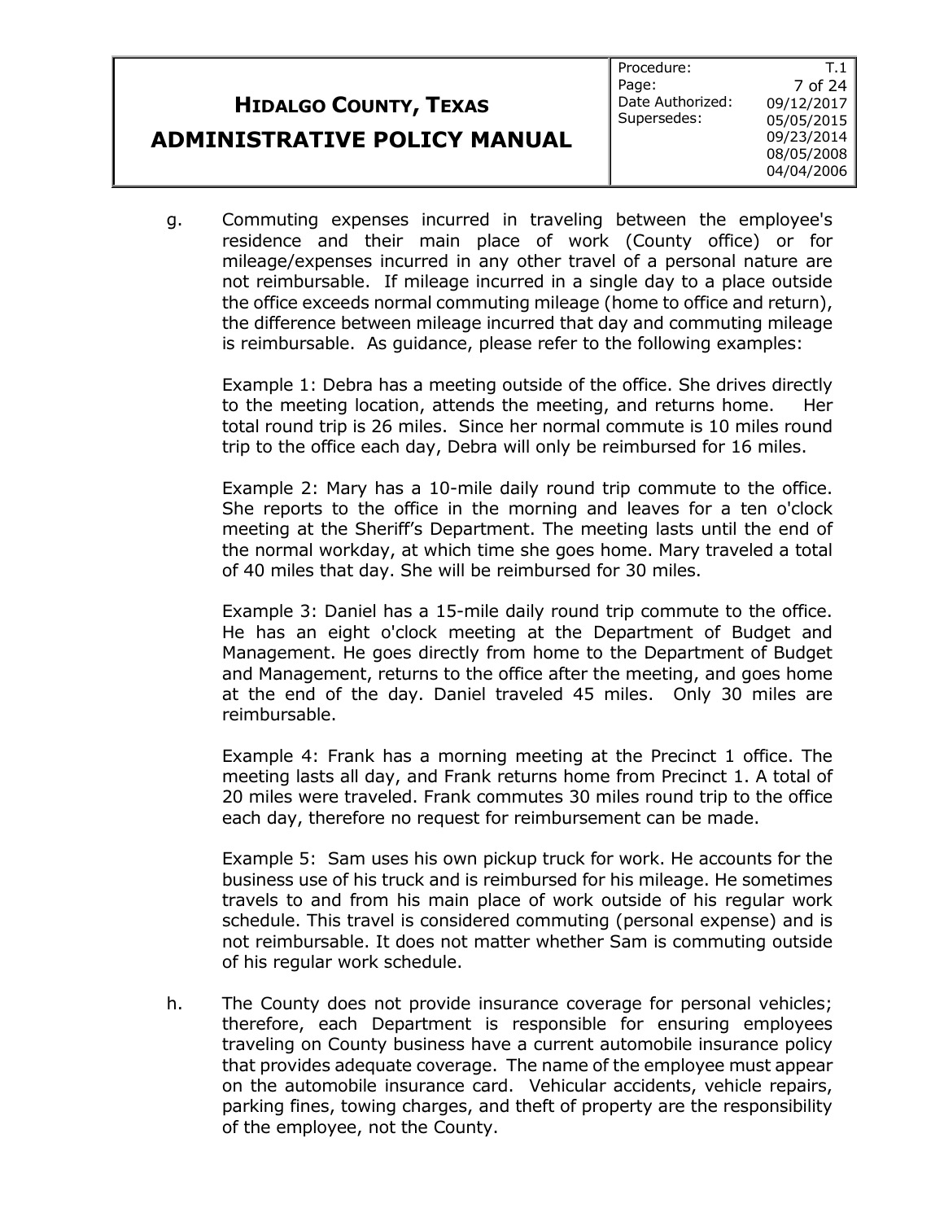g. Commuting expenses incurred in traveling between the employee's residence and their main place of work (County office) or for mileage/expenses incurred in any other travel of a personal nature are not reimbursable. If mileage incurred in a single day to a place outside the office exceeds normal commuting mileage (home to office and return), the difference between mileage incurred that day and commuting mileage is reimbursable. As guidance, please refer to the following examples:

   Example 1: Debra has a meeting outside of the office. She drives directly to the meeting location, attends the meeting, and returns home. Her total round trip is 26 miles. Since her normal commute is 10 miles round trip to the office each day, Debra will only be reimbursed for 16 miles.

   Example 2: Mary has a 10-mile daily round trip commute to the office. She reports to the office in the morning and leaves for a ten o'clock meeting at the Sheriff's Department. The meeting lasts until the end of the normal workday, at which time she goes home. Mary traveled a total of 40 miles that day. She will be reimbursed for 30 miles.

   Example 3: Daniel has a 15-mile daily round trip commute to the office. He has an eight o'clock meeting at the Department of Budget and Management. He goes directly from home to the Department of Budget and Management, returns to the office after the meeting, and goes home at the end of the day. Daniel traveled 45 miles. Only 30 miles are reimbursable.

   Example 4: Frank has a morning meeting at the Precinct 1 office. The meeting lasts all day, and Frank returns home from Precinct 1. A total of 20 miles were traveled. Frank commutes 30 miles round trip to the office each day, therefore no request for reimbursement can be made.

   Example 5: Sam uses his own pickup truck for work. He accounts for the business use of his truck and is reimbursed for his mileage. He sometimes travels to and from his main place of work outside of his regular work schedule. This travel is considered commuting (personal expense) and is not reimbursable. It does not matter whether Sam is commuting outside of his regular work schedule.

h. The County does not provide insurance coverage for personal vehicles; therefore, each Department is responsible for ensuring employees traveling on County business have a current automobile insurance policy that provides adequate coverage. The name of the employee must appear on the automobile insurance card. Vehicular accidents, vehicle repairs, parking fines, towing charges, and theft of property are the responsibility of the employee, not the County.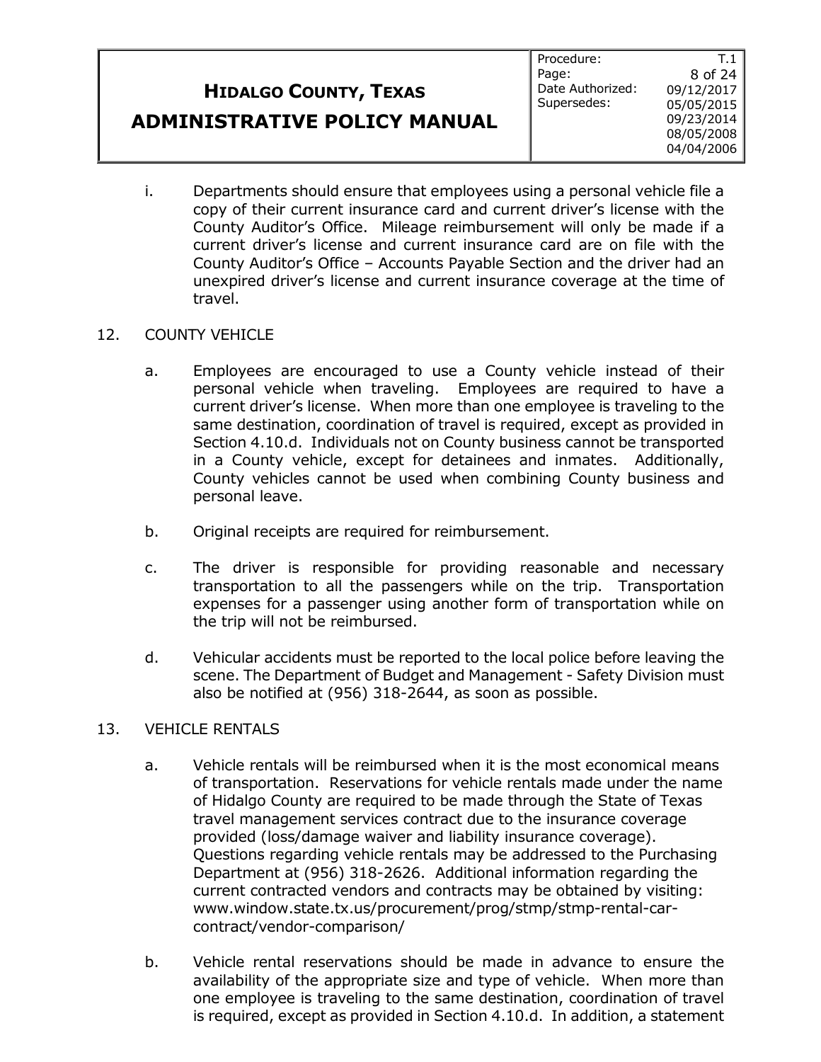i. Departments should ensure that employees using a personal vehicle file a copy of their current insurance card and current driver's license with the County Auditor's Office. Mileage reimbursement will only be made if a current driver's license and current insurance card are on file with the County Auditor's Office – Accounts Payable Section and the driver had an unexpired driver's license and current insurance coverage at the time of travel.

12. COUNTY VEHICLE

a. Employees are encouraged to use a County vehicle instead of their personal vehicle when traveling. Employees are required to have a current driver's license. When more than one employee is traveling to the same destination, coordination of travel is required, except as provided in Section 4.10.d. Individuals not on County business cannot be transported in a County vehicle, except for detainees and inmates. Additionally, County vehicles cannot be used when combining County business and personal leave.

b. Original receipts are required for reimbursement.

c. The driver is responsible for providing reasonable and necessary transportation to all the passengers while on the trip. Transportation expenses for a passenger using another form of transportation while on the trip will not be reimbursed.

d. Vehicular accidents must be reported to the local police before leaving the scene. The Department of Budget and Management - Safety Division must also be notified at (956) 318-2644, as soon as possible.

13. VEHICLE RENTALS

a. Vehicle rentals will be reimbursed when it is the most economical means of transportation. Reservations for vehicle rentals made under the name of Hidalgo County are required to be made through the State of Texas travel management services contract due to the insurance coverage provided (loss/damage waiver and liability insurance coverage). Questions regarding vehicle rentals may be addressed to the Purchasing Department at (956) 318-2626. Additional information regarding the current contracted vendors and contracts may be obtained by visiting: www.window.state.tx.us/procurement/prog/stmp/stmp-rental-car-contract/vendor-comparison/

b. Vehicle rental reservations should be made in advance to ensure the availability of the appropriate size and type of vehicle. When more than one employee is traveling to the same destination, coordination of travel is required, except as provided in Section 4.10.d. In addition, a statement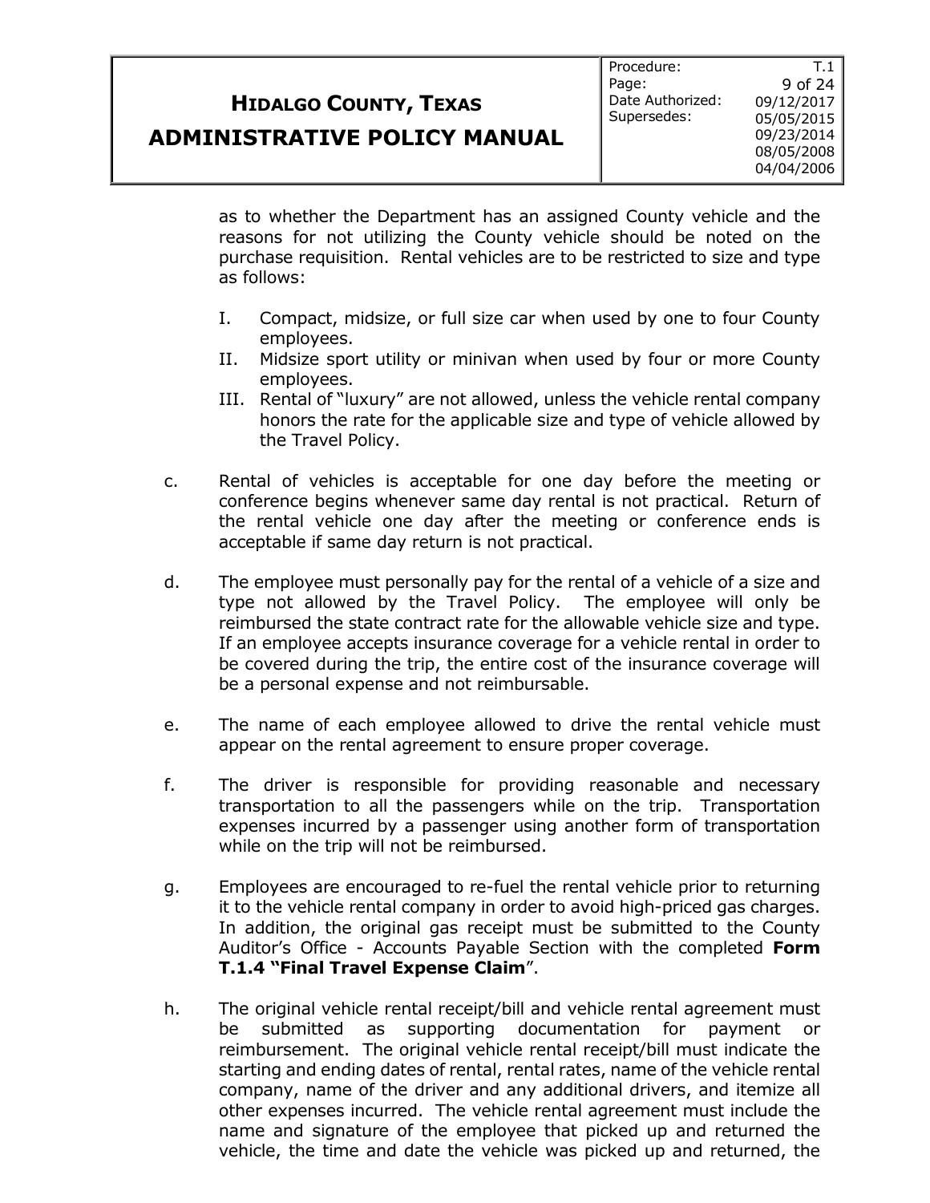as to whether the Department has an assigned County vehicle and the reasons for not utilizing the County vehicle should be noted on the purchase requisition. Rental vehicles are to be restricted to size and type as follows:

I. Compact, midsize, or full size car when used by one to four County employees.
II. Midsize sport utility or minivan when used by four or more County employees.
III. Rental of "luxury" are not allowed, unless the vehicle rental company honors the rate for the applicable size and type of vehicle allowed by the Travel Policy.

c. Rental of vehicles is acceptable for one day before the meeting or conference begins whenever same day rental is not practical. Return of the rental vehicle one day after the meeting or conference ends is acceptable if same day return is not practical.

d. The employee must personally pay for the rental of a vehicle of a size and type not allowed by the Travel Policy. The employee will only be reimbursed the state contract rate for the allowable vehicle size and type. If an employee accepts insurance coverage for a vehicle rental in order to be covered during the trip, the entire cost of the insurance coverage will be a personal expense and not reimbursable.

e. The name of each employee allowed to drive the rental vehicle must appear on the rental agreement to ensure proper coverage.

f. The driver is responsible for providing reasonable and necessary transportation to all the passengers while on the trip. Transportation expenses incurred by a passenger using another form of transportation while on the trip will not be reimbursed.

g. Employees are encouraged to re-fuel the rental vehicle prior to returning it to the vehicle rental company in order to avoid high-priced gas charges. In addition, the original gas receipt must be submitted to the County Auditor's Office - Accounts Payable Section with the completed **Form T.1.4 "Final Travel Expense Claim**".

h. The original vehicle rental receipt/bill and vehicle rental agreement must be submitted as supporting documentation for payment or reimbursement. The original vehicle rental receipt/bill must indicate the starting and ending dates of rental, rental rates, name of the vehicle rental company, name of the driver and any additional drivers, and itemize all other expenses incurred. The vehicle rental agreement must include the name and signature of the employee that picked up and returned the vehicle, the time and date the vehicle was picked up and returned, the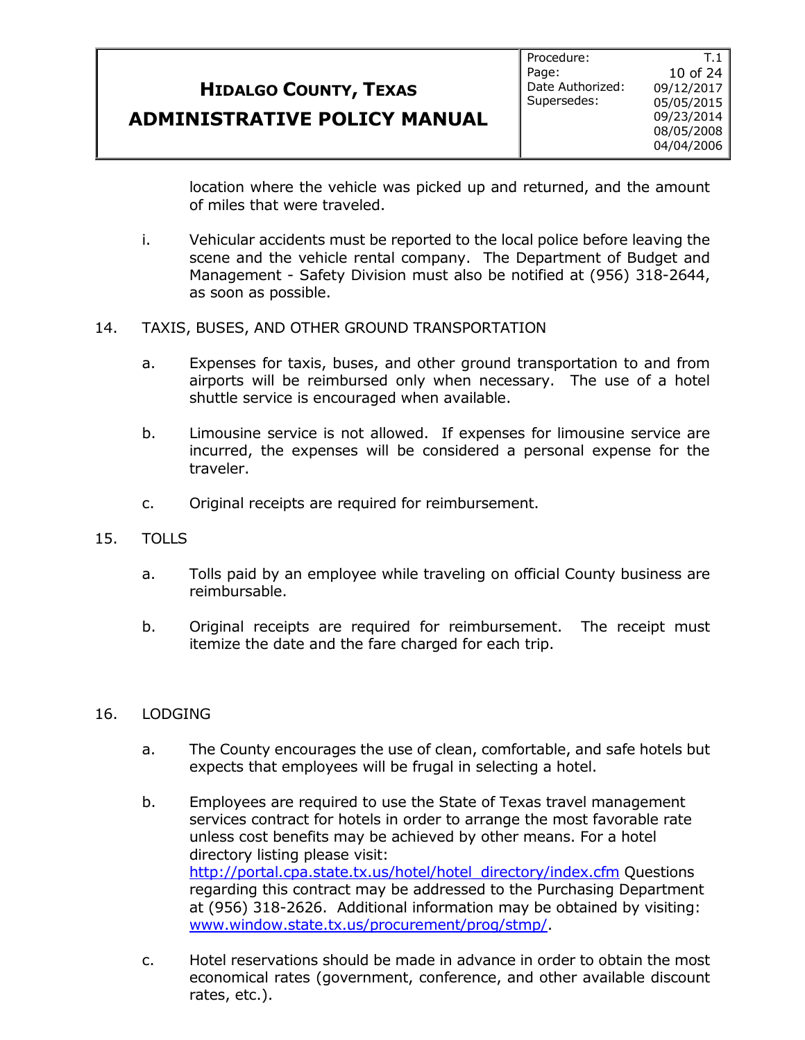location where the vehicle was picked up and returned, and the amount of miles that were traveled.

i. Vehicular accidents must be reported to the local police before leaving the scene and the vehicle rental company. The Department of Budget and Management - Safety Division must also be notified at (956) 318-2644, as soon as possible.

14. TAXIS, BUSES, AND OTHER GROUND TRANSPORTATION

a. Expenses for taxis, buses, and other ground transportation to and from airports will be reimbursed only when necessary. The use of a hotel shuttle service is encouraged when available.

b. Limousine service is not allowed. If expenses for limousine service are incurred, the expenses will be considered a personal expense for the traveler.

c. Original receipts are required for reimbursement.

15. TOLLS

a. Tolls paid by an employee while traveling on official County business are reimbursable.

b. Original receipts are required for reimbursement. The receipt must itemize the date and the fare charged for each trip.

16. LODGING

a. The County encourages the use of clean, comfortable, and safe hotels but expects that employees will be frugal in selecting a hotel.

b. Employees are required to use the State of Texas travel management services contract for hotels in order to arrange the most favorable rate unless cost benefits may be achieved by other means. For a hotel directory listing please visit: [http://portal.cpa.state.tx.us/hotel/hotel_directory/index.cfm](http://portal.cpa.state.tx.us/hotel/hotel_directory/index.cfm) Questions regarding this contract may be addressed to the Purchasing Department at (956) 318-2626. Additional information may be obtained by visiting: [www.window.state.tx.us/procurement/prog/stmp/](www.window.state.tx.us/procurement/prog/stmp/).

c. Hotel reservations should be made in advance in order to obtain the most economical rates (government, conference, and other available discount rates, etc.).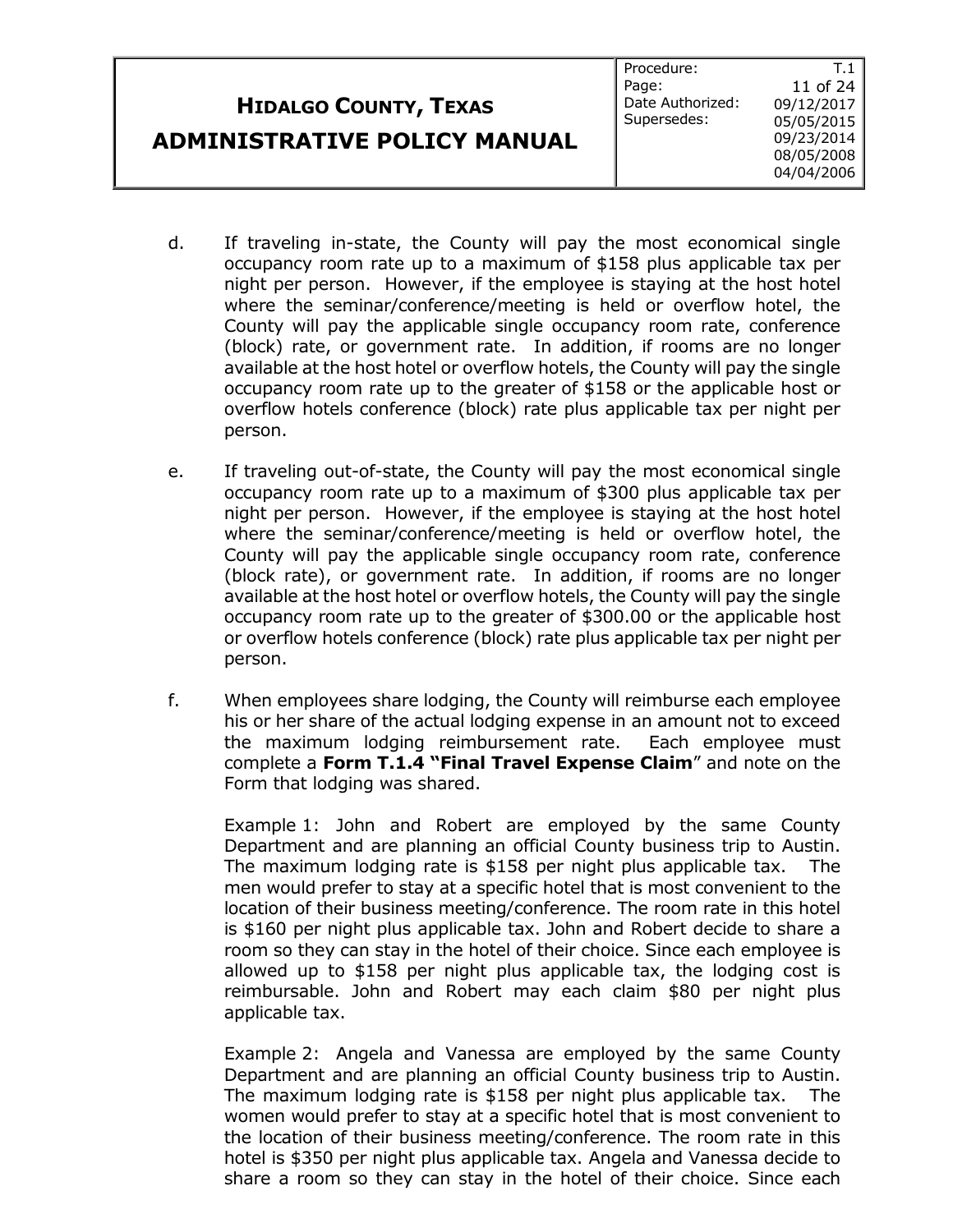d. If traveling in-state, the County will pay the most economical single occupancy room rate up to a maximum of $158 plus applicable tax per night per person. However, if the employee is staying at the host hotel where the seminar/conference/meeting is held or overflow hotel, the County will pay the applicable single occupancy room rate, conference (block) rate, or government rate. In addition, if rooms are no longer available at the host hotel or overflow hotels, the County will pay the single occupancy room rate up to the greater of $158 or the applicable host or overflow hotels conference (block) rate plus applicable tax per night per person.

e. If traveling out-of-state, the County will pay the most economical single occupancy room rate up to a maximum of $300 plus applicable tax per night per person. However, if the employee is staying at the host hotel where the seminar/conference/meeting is held or overflow hotel, the County will pay the applicable single occupancy room rate, conference (block rate), or government rate. In addition, if rooms are no longer available at the host hotel or overflow hotels, the County will pay the single occupancy room rate up to the greater of $300.00 or the applicable host or overflow hotels conference (block) rate plus applicable tax per night per person.

f. When employees share lodging, the County will reimburse each employee his or her share of the actual lodging expense in an amount not to exceed the maximum lodging reimbursement rate. Each employee must complete a **Form T.1.4 "Final Travel Expense Claim**" and note on the Form that lodging was shared.

   Example 1: John and Robert are employed by the same County Department and are planning an official County business trip to Austin. The maximum lodging rate is $158 per night plus applicable tax. The men would prefer to stay at a specific hotel that is most convenient to the location of their business meeting/conference. The room rate in this hotel is $160 per night plus applicable tax. John and Robert decide to share a room so they can stay in the hotel of their choice. Since each employee is allowed up to $158 per night plus applicable tax, the lodging cost is reimbursable. John and Robert may each claim $80 per night plus applicable tax.

   Example 2: Angela and Vanessa are employed by the same County Department and are planning an official County business trip to Austin. The maximum lodging rate is $158 per night plus applicable tax. The women would prefer to stay at a specific hotel that is most convenient to the location of their business meeting/conference. The room rate in this hotel is $350 per night plus applicable tax. Angela and Vanessa decide to share a room so they can stay in the hotel of their choice. Since each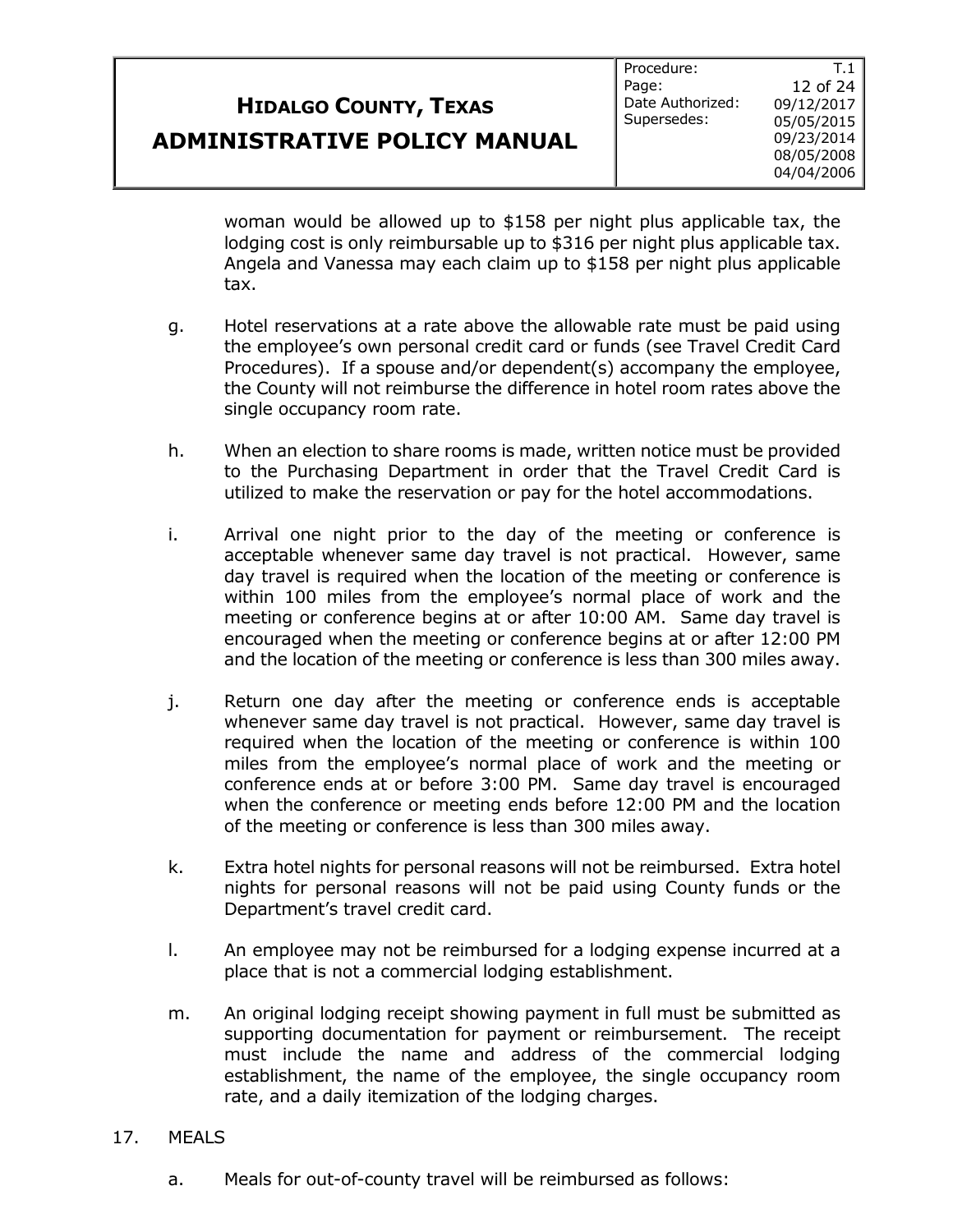woman would be allowed up to $158 per night plus applicable tax, the lodging cost is only reimbursable up to $316 per night plus applicable tax. Angela and Vanessa may each claim up to $158 per night plus applicable tax.

g. Hotel reservations at a rate above the allowable rate must be paid using the employee's own personal credit card or funds (see Travel Credit Card Procedures). If a spouse and/or dependent(s) accompany the employee, the County will not reimburse the difference in hotel room rates above the single occupancy room rate.

h. When an election to share rooms is made, written notice must be provided to the Purchasing Department in order that the Travel Credit Card is utilized to make the reservation or pay for the hotel accommodations.

i. Arrival one night prior to the day of the meeting or conference is acceptable whenever same day travel is not practical. However, same day travel is required when the location of the meeting or conference is within 100 miles from the employee's normal place of work and the meeting or conference begins at or after 10:00 AM. Same day travel is encouraged when the meeting or conference begins at or after 12:00 PM and the location of the meeting or conference is less than 300 miles away.

j. Return one day after the meeting or conference ends is acceptable whenever same day travel is not practical. However, same day travel is required when the location of the meeting or conference is within 100 miles from the employee's normal place of work and the meeting or conference ends at or before 3:00 PM. Same day travel is encouraged when the conference or meeting ends before 12:00 PM and the location of the meeting or conference is less than 300 miles away.

k. Extra hotel nights for personal reasons will not be reimbursed. Extra hotel nights for personal reasons will not be paid using County funds or the Department's travel credit card.

l. An employee may not be reimbursed for a lodging expense incurred at a place that is not a commercial lodging establishment.

m. An original lodging receipt showing payment in full must be submitted as supporting documentation for payment or reimbursement. The receipt must include the name and address of the commercial lodging establishment, the name of the employee, the single occupancy room rate, and a daily itemization of the lodging charges.

17. MEALS

a. Meals for out-of-county travel will be reimbursed as follows: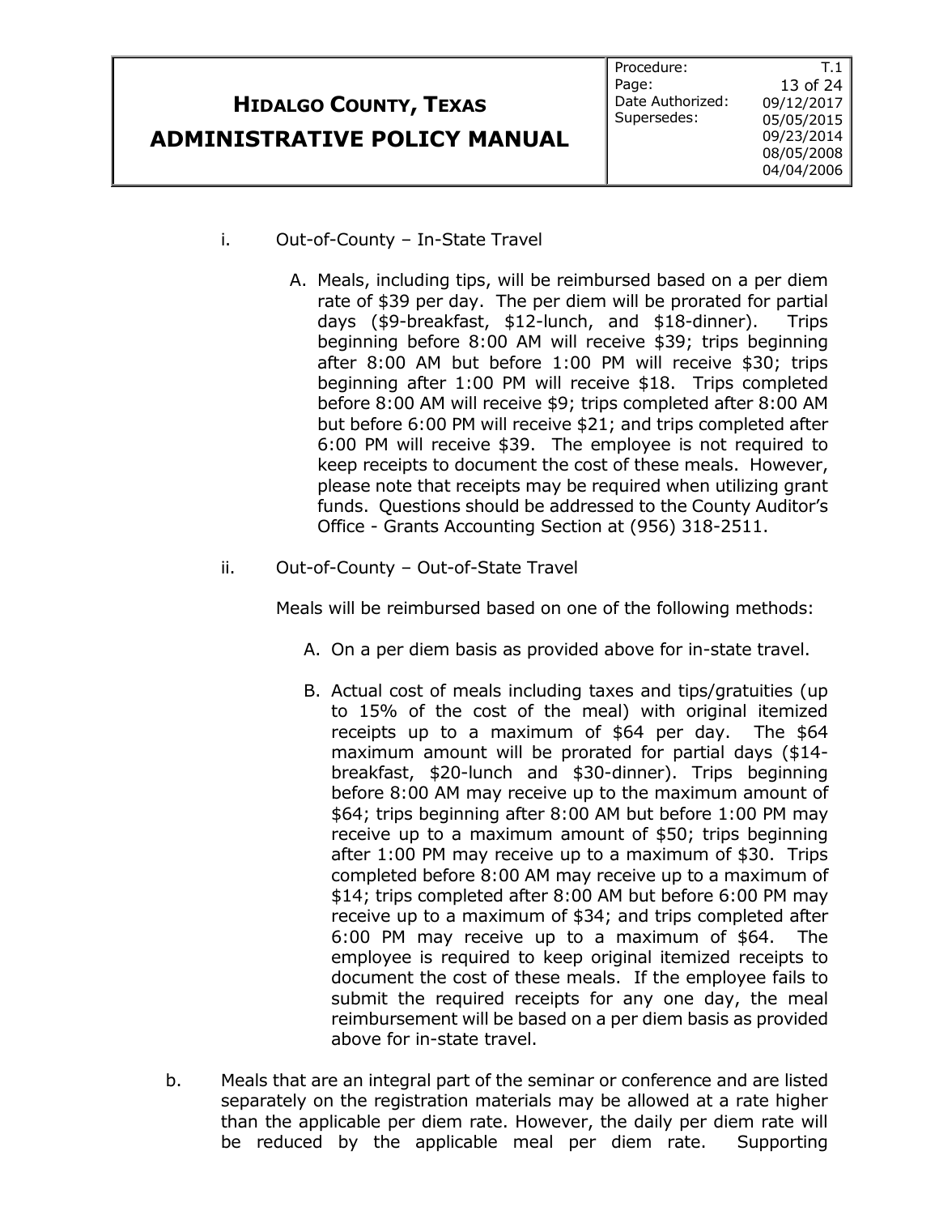i. Out-of-County – In-State Travel

A. Meals, including tips, will be reimbursed based on a per diem rate of $39 per day. The per diem will be prorated for partial days ($9-breakfast, $12-lunch, and $18-dinner). Trips beginning before 8:00 AM will receive $39; trips beginning after 8:00 AM but before 1:00 PM will receive $30; trips beginning after 1:00 PM will receive $18. Trips completed before 8:00 AM will receive $9; trips completed after 8:00 AM but before 6:00 PM will receive $21; and trips completed after 6:00 PM will receive $39. The employee is not required to keep receipts to document the cost of these meals. However, please note that receipts may be required when utilizing grant funds. Questions should be addressed to the County Auditor's Office - Grants Accounting Section at (956) 318-2511.

ii. Out-of-County – Out-of-State Travel

Meals will be reimbursed based on one of the following methods:

A. On a per diem basis as provided above for in-state travel.

B. Actual cost of meals including taxes and tips/gratuities (up to 15% of the cost of the meal) with original itemized receipts up to a maximum of $64 per day. The $64 maximum amount will be prorated for partial days ($14-breakfast, $20-lunch and $30-dinner). Trips beginning before 8:00 AM may receive up to the maximum amount of $64; trips beginning after 8:00 AM but before 1:00 PM may receive up to a maximum amount of $50; trips beginning after 1:00 PM may receive up to a maximum of $30. Trips completed before 8:00 AM may receive up to a maximum of $14; trips completed after 8:00 AM but before 6:00 PM may receive up to a maximum of $34; and trips completed after 6:00 PM may receive up to a maximum of $64. The employee is required to keep original itemized receipts to document the cost of these meals. If the employee fails to submit the required receipts for any one day, the meal reimbursement will be based on a per diem basis as provided above for in-state travel.

b. Meals that are an integral part of the seminar or conference and are listed separately on the registration materials may be allowed at a rate higher than the applicable per diem rate. However, the daily per diem rate will be reduced by the applicable meal per diem rate. Supporting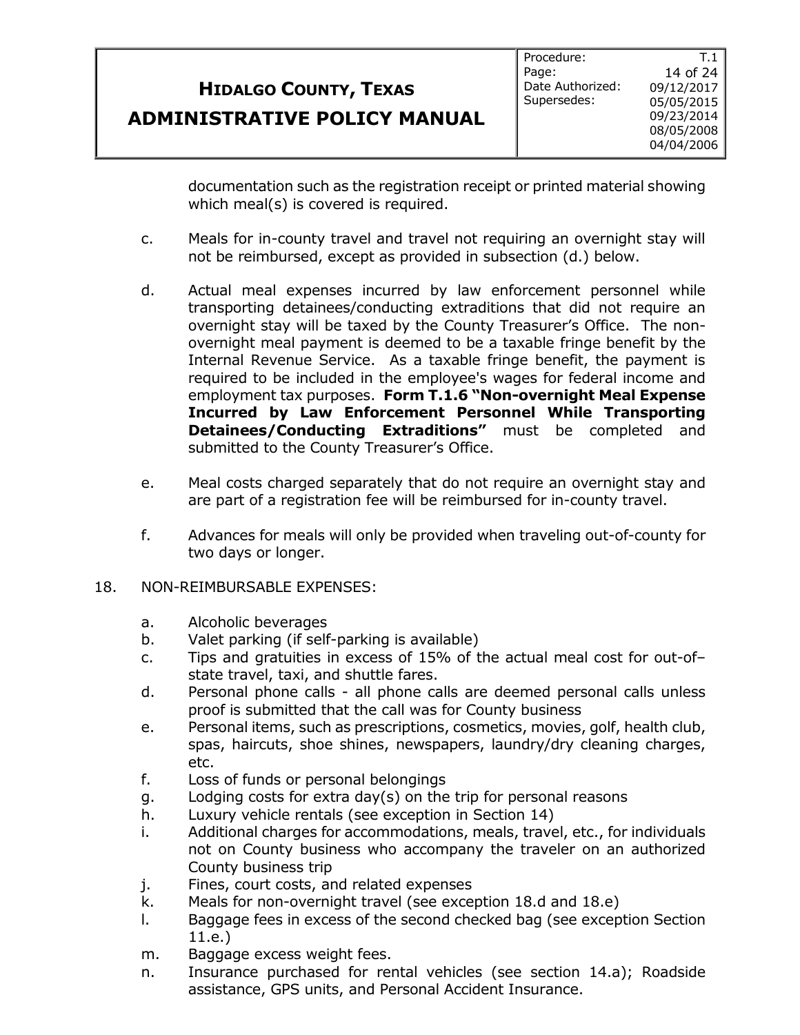documentation such as the registration receipt or printed material showing which meal(s) is covered is required.

c. Meals for in-county travel and travel not requiring an overnight stay will not be reimbursed, except as provided in subsection (d.) below.

d. Actual meal expenses incurred by law enforcement personnel while transporting detainees/conducting extraditions that did not require an overnight stay will be taxed by the County Treasurer's Office. The non-overnight meal payment is deemed to be a taxable fringe benefit by the Internal Revenue Service. As a taxable fringe benefit, the payment is required to be included in the employee's wages for federal income and employment tax purposes. **Form T.1.6 "Non-overnight Meal Expense Incurred by Law Enforcement Personnel While Transporting Detainees/Conducting Extraditions"** must be completed and submitted to the County Treasurer's Office.

e. Meal costs charged separately that do not require an overnight stay and are part of a registration fee will be reimbursed for in-county travel.

f. Advances for meals will only be provided when traveling out-of-county for two days or longer.

18. NON-REIMBURSABLE EXPENSES:

a. Alcoholic beverages
b. Valet parking (if self-parking is available)
c. Tips and gratuities in excess of 15% of the actual meal cost for out-of–state travel, taxi, and shuttle fares.
d. Personal phone calls - all phone calls are deemed personal calls unless proof is submitted that the call was for County business
e. Personal items, such as prescriptions, cosmetics, movies, golf, health club, spas, haircuts, shoe shines, newspapers, laundry/dry cleaning charges, etc.
f. Loss of funds or personal belongings
g. Lodging costs for extra day(s) on the trip for personal reasons
h. Luxury vehicle rentals (see exception in Section 14)
i. Additional charges for accommodations, meals, travel, etc., for individuals not on County business who accompany the traveler on an authorized County business trip
j. Fines, court costs, and related expenses
k. Meals for non-overnight travel (see exception 18.d and 18.e)
l. Baggage fees in excess of the second checked bag (see exception Section 11.e.)
m. Baggage excess weight fees.
n. Insurance purchased for rental vehicles (see section 14.a); Roadside assistance, GPS units, and Personal Accident Insurance.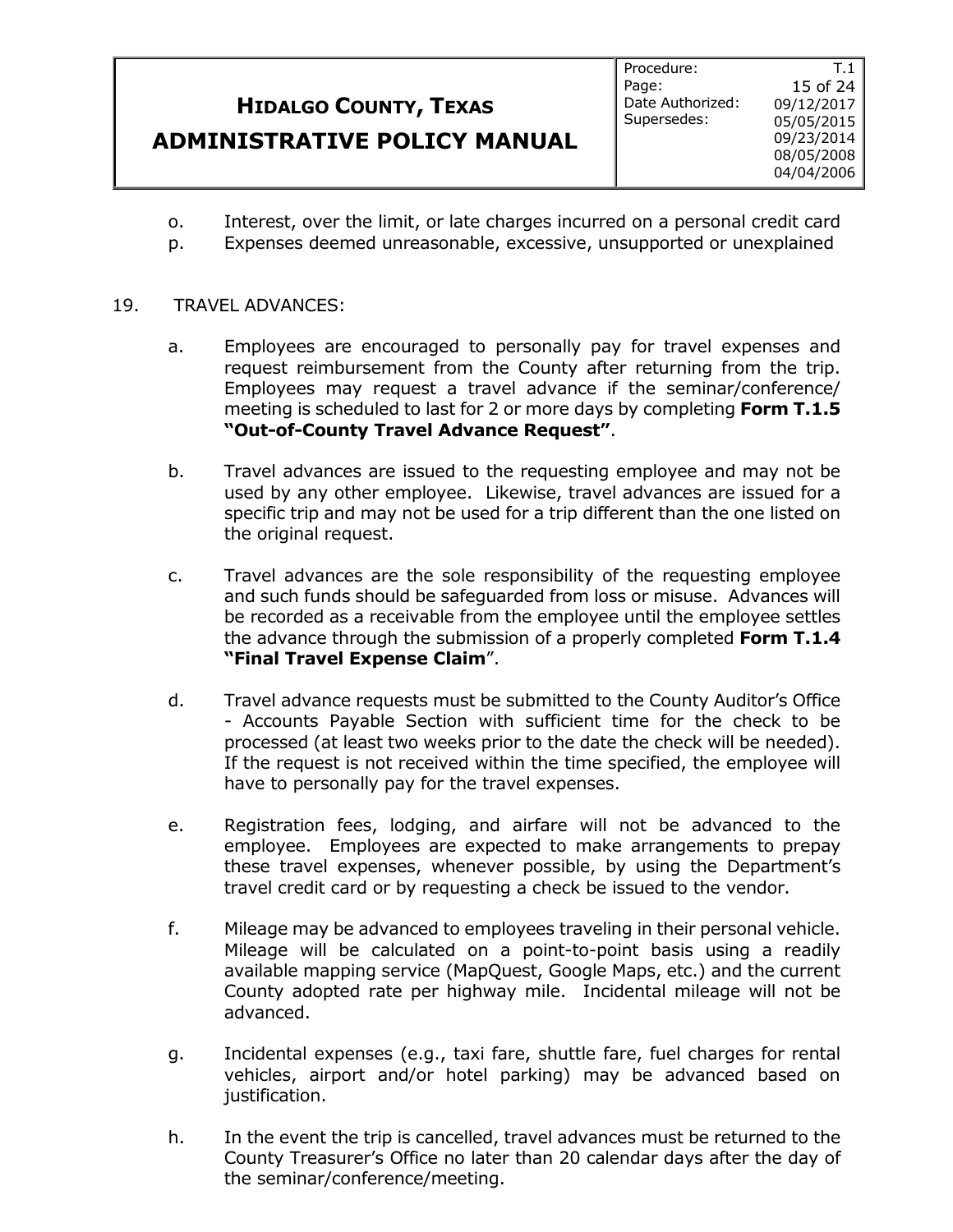o. Interest, over the limit, or late charges incurred on a personal credit card
p. Expenses deemed unreasonable, excessive, unsupported or unexplained

19. TRAVEL ADVANCES:

a. Employees are encouraged to personally pay for travel expenses and request reimbursement from the County after returning from the trip. Employees may request a travel advance if the seminar/conference/ meeting is scheduled to last for 2 or more days by completing **Form T.1.5 "Out-of-County Travel Advance Request"**.

b. Travel advances are issued to the requesting employee and may not be used by any other employee. Likewise, travel advances are issued for a specific trip and may not be used for a trip different than the one listed on the original request.

c. Travel advances are the sole responsibility of the requesting employee and such funds should be safeguarded from loss or misuse. Advances will be recorded as a receivable from the employee until the employee settles the advance through the submission of a properly completed **Form T.1.4 "Final Travel Expense Claim**".

d. Travel advance requests must be submitted to the County Auditor's Office - Accounts Payable Section with sufficient time for the check to be processed (at least two weeks prior to the date the check will be needed). If the request is not received within the time specified, the employee will have to personally pay for the travel expenses.

e. Registration fees, lodging, and airfare will not be advanced to the employee. Employees are expected to make arrangements to prepay these travel expenses, whenever possible, by using the Department's travel credit card or by requesting a check be issued to the vendor.

f. Mileage may be advanced to employees traveling in their personal vehicle. Mileage will be calculated on a point-to-point basis using a readily available mapping service (MapQuest, Google Maps, etc.) and the current County adopted rate per highway mile. Incidental mileage will not be advanced.

g. Incidental expenses (e.g., taxi fare, shuttle fare, fuel charges for rental vehicles, airport and/or hotel parking) may be advanced based on justification.

h. In the event the trip is cancelled, travel advances must be returned to the County Treasurer's Office no later than 20 calendar days after the day of the seminar/conference/meeting.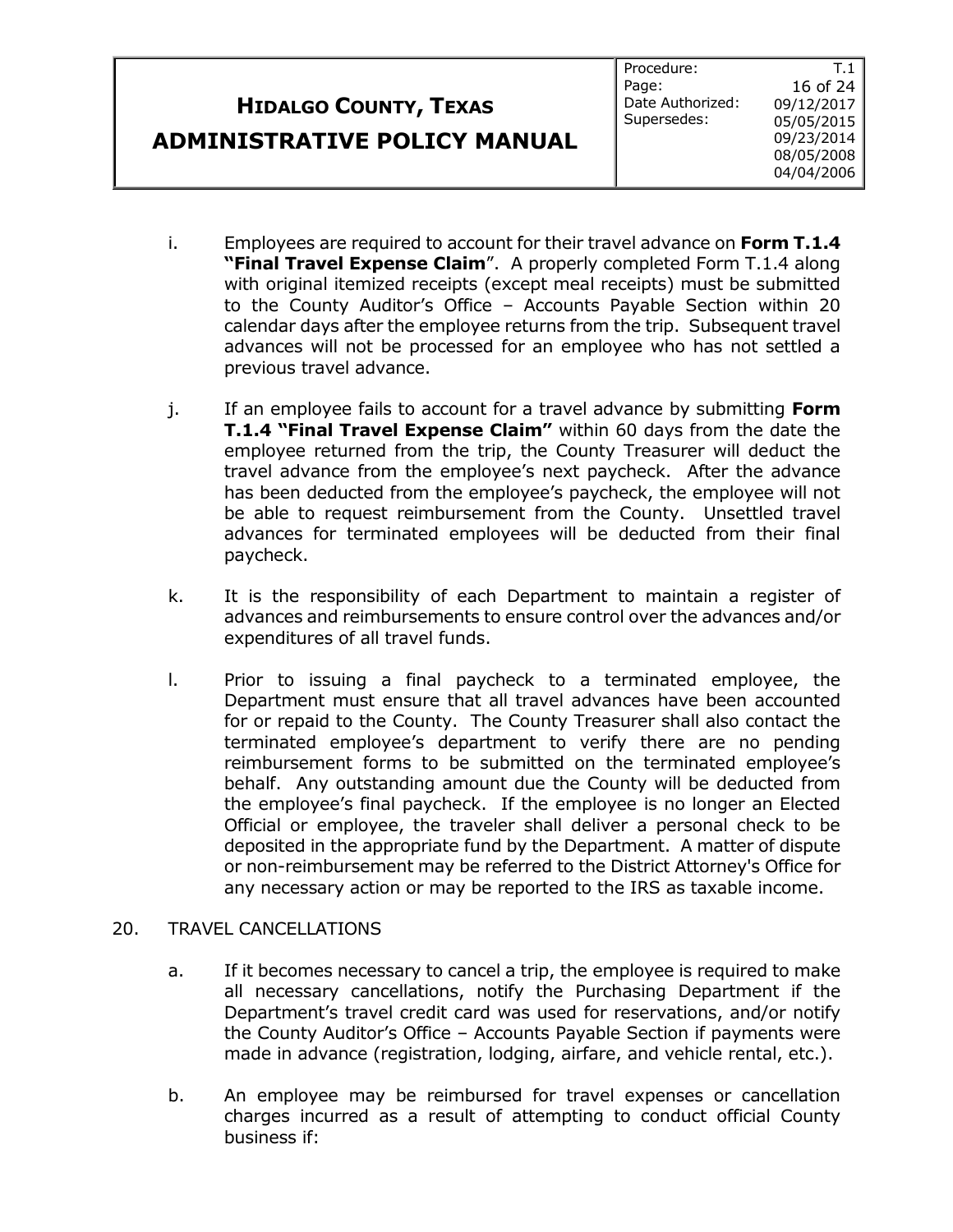i. Employees are required to account for their travel advance on **Form T.1.4 "Final Travel Expense Claim**". A properly completed Form T.1.4 along with original itemized receipts (except meal receipts) must be submitted to the County Auditor's Office – Accounts Payable Section within 20 calendar days after the employee returns from the trip. Subsequent travel advances will not be processed for an employee who has not settled a previous travel advance.

j. If an employee fails to account for a travel advance by submitting **Form T.1.4 "Final Travel Expense Claim"** within 60 days from the date the employee returned from the trip, the County Treasurer will deduct the travel advance from the employee's next paycheck. After the advance has been deducted from the employee's paycheck, the employee will not be able to request reimbursement from the County. Unsettled travel advances for terminated employees will be deducted from their final paycheck.

k. It is the responsibility of each Department to maintain a register of advances and reimbursements to ensure control over the advances and/or expenditures of all travel funds.

l. Prior to issuing a final paycheck to a terminated employee, the Department must ensure that all travel advances have been accounted for or repaid to the County. The County Treasurer shall also contact the terminated employee's department to verify there are no pending reimbursement forms to be submitted on the terminated employee's behalf. Any outstanding amount due the County will be deducted from the employee's final paycheck. If the employee is no longer an Elected Official or employee, the traveler shall deliver a personal check to be deposited in the appropriate fund by the Department. A matter of dispute or non-reimbursement may be referred to the District Attorney's Office for any necessary action or may be reported to the IRS as taxable income.

20. TRAVEL CANCELLATIONS

a. If it becomes necessary to cancel a trip, the employee is required to make all necessary cancellations, notify the Purchasing Department if the Department's travel credit card was used for reservations, and/or notify the County Auditor's Office – Accounts Payable Section if payments were made in advance (registration, lodging, airfare, and vehicle rental, etc.).

b. An employee may be reimbursed for travel expenses or cancellation charges incurred as a result of attempting to conduct official County business if: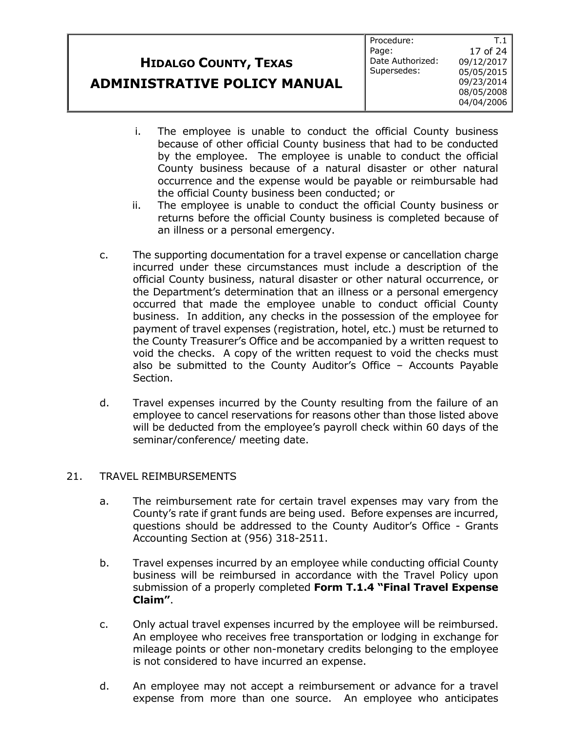i. The employee is unable to conduct the official County business because of other official County business that had to be conducted by the employee. The employee is unable to conduct the official County business because of a natural disaster or other natural occurrence and the expense would be payable or reimbursable had the official County business been conducted; or

ii. The employee is unable to conduct the official County business or returns before the official County business is completed because of an illness or a personal emergency.

c. The supporting documentation for a travel expense or cancellation charge incurred under these circumstances must include a description of the official County business, natural disaster or other natural occurrence, or the Department's determination that an illness or a personal emergency occurred that made the employee unable to conduct official County business. In addition, any checks in the possession of the employee for payment of travel expenses (registration, hotel, etc.) must be returned to the County Treasurer's Office and be accompanied by a written request to void the checks. A copy of the written request to void the checks must also be submitted to the County Auditor's Office – Accounts Payable Section.

d. Travel expenses incurred by the County resulting from the failure of an employee to cancel reservations for reasons other than those listed above will be deducted from the employee's payroll check within 60 days of the seminar/conference/ meeting date.

21. TRAVEL REIMBURSEMENTS

a. The reimbursement rate for certain travel expenses may vary from the County's rate if grant funds are being used. Before expenses are incurred, questions should be addressed to the County Auditor's Office - Grants Accounting Section at (956) 318-2511.

b. Travel expenses incurred by an employee while conducting official County business will be reimbursed in accordance with the Travel Policy upon submission of a properly completed **Form T.1.4 "Final Travel Expense Claim"**.

c. Only actual travel expenses incurred by the employee will be reimbursed. An employee who receives free transportation or lodging in exchange for mileage points or other non-monetary credits belonging to the employee is not considered to have incurred an expense.

d. An employee may not accept a reimbursement or advance for a travel expense from more than one source. An employee who anticipates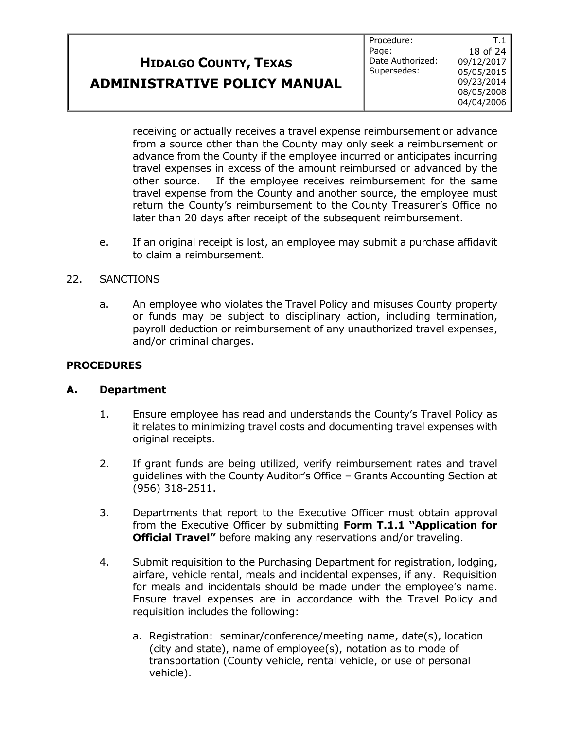receiving or actually receives a travel expense reimbursement or advance from a source other than the County may only seek a reimbursement or advance from the County if the employee incurred or anticipates incurring travel expenses in excess of the amount reimbursed or advanced by the other source. If the employee receives reimbursement for the same travel expense from the County and another source, the employee must return the County's reimbursement to the County Treasurer's Office no later than 20 days after receipt of the subsequent reimbursement.

e. If an original receipt is lost, an employee may submit a purchase affidavit to claim a reimbursement.

22. SANCTIONS

a. An employee who violates the Travel Policy and misuses County property or funds may be subject to disciplinary action, including termination, payroll deduction or reimbursement of any unauthorized travel expenses, and/or criminal charges.

## PROCEDURES

### A. Department

1. Ensure employee has read and understands the County's Travel Policy as it relates to minimizing travel costs and documenting travel expenses with original receipts.

2. If grant funds are being utilized, verify reimbursement rates and travel guidelines with the County Auditor's Office – Grants Accounting Section at (956) 318-2511.

3. Departments that report to the Executive Officer must obtain approval from the Executive Officer by submitting **Form T.1.1 "Application for Official Travel"** before making any reservations and/or traveling.

4. Submit requisition to the Purchasing Department for registration, lodging, airfare, vehicle rental, meals and incidental expenses, if any. Requisition for meals and incidentals should be made under the employee's name. Ensure travel expenses are in accordance with the Travel Policy and requisition includes the following:

   a. Registration: seminar/conference/meeting name, date(s), location (city and state), name of employee(s), notation as to mode of transportation (County vehicle, rental vehicle, or use of personal vehicle).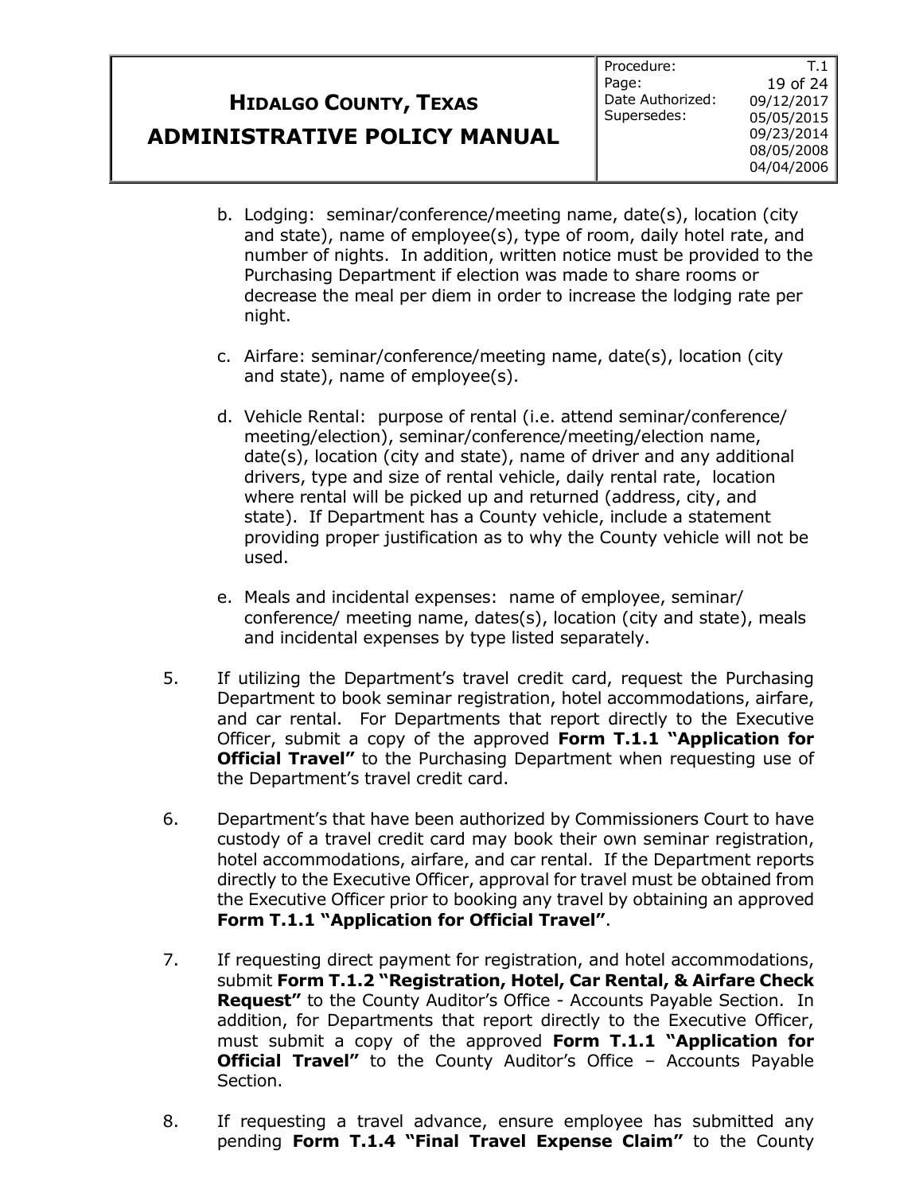b. Lodging: seminar/conference/meeting name, date(s), location (city and state), name of employee(s), type of room, daily hotel rate, and number of nights. In addition, written notice must be provided to the Purchasing Department if election was made to share rooms or decrease the meal per diem in order to increase the lodging rate per night.

c. Airfare: seminar/conference/meeting name, date(s), location (city and state), name of employee(s).

d. Vehicle Rental: purpose of rental (i.e. attend seminar/conference/ meeting/election), seminar/conference/meeting/election name, date(s), location (city and state), name of driver and any additional drivers, type and size of rental vehicle, daily rental rate, location where rental will be picked up and returned (address, city, and state). If Department has a County vehicle, include a statement providing proper justification as to why the County vehicle will not be used.

e. Meals and incidental expenses: name of employee, seminar/ conference/ meeting name, dates(s), location (city and state), meals and incidental expenses by type listed separately.

5. If utilizing the Department's travel credit card, request the Purchasing Department to book seminar registration, hotel accommodations, airfare, and car rental. For Departments that report directly to the Executive Officer, submit a copy of the approved **Form T.1.1 "Application for Official Travel"** to the Purchasing Department when requesting use of the Department's travel credit card.

6. Department's that have been authorized by Commissioners Court to have custody of a travel credit card may book their own seminar registration, hotel accommodations, airfare, and car rental. If the Department reports directly to the Executive Officer, approval for travel must be obtained from the Executive Officer prior to booking any travel by obtaining an approved **Form T.1.1 "Application for Official Travel"**.

7. If requesting direct payment for registration, and hotel accommodations, submit **Form T.1.2 "Registration, Hotel, Car Rental, & Airfare Check Request"** to the County Auditor's Office - Accounts Payable Section. In addition, for Departments that report directly to the Executive Officer, must submit a copy of the approved **Form T.1.1 "Application for Official Travel"** to the County Auditor's Office – Accounts Payable Section.

8. If requesting a travel advance, ensure employee has submitted any pending **Form T.1.4 "Final Travel Expense Claim"** to the County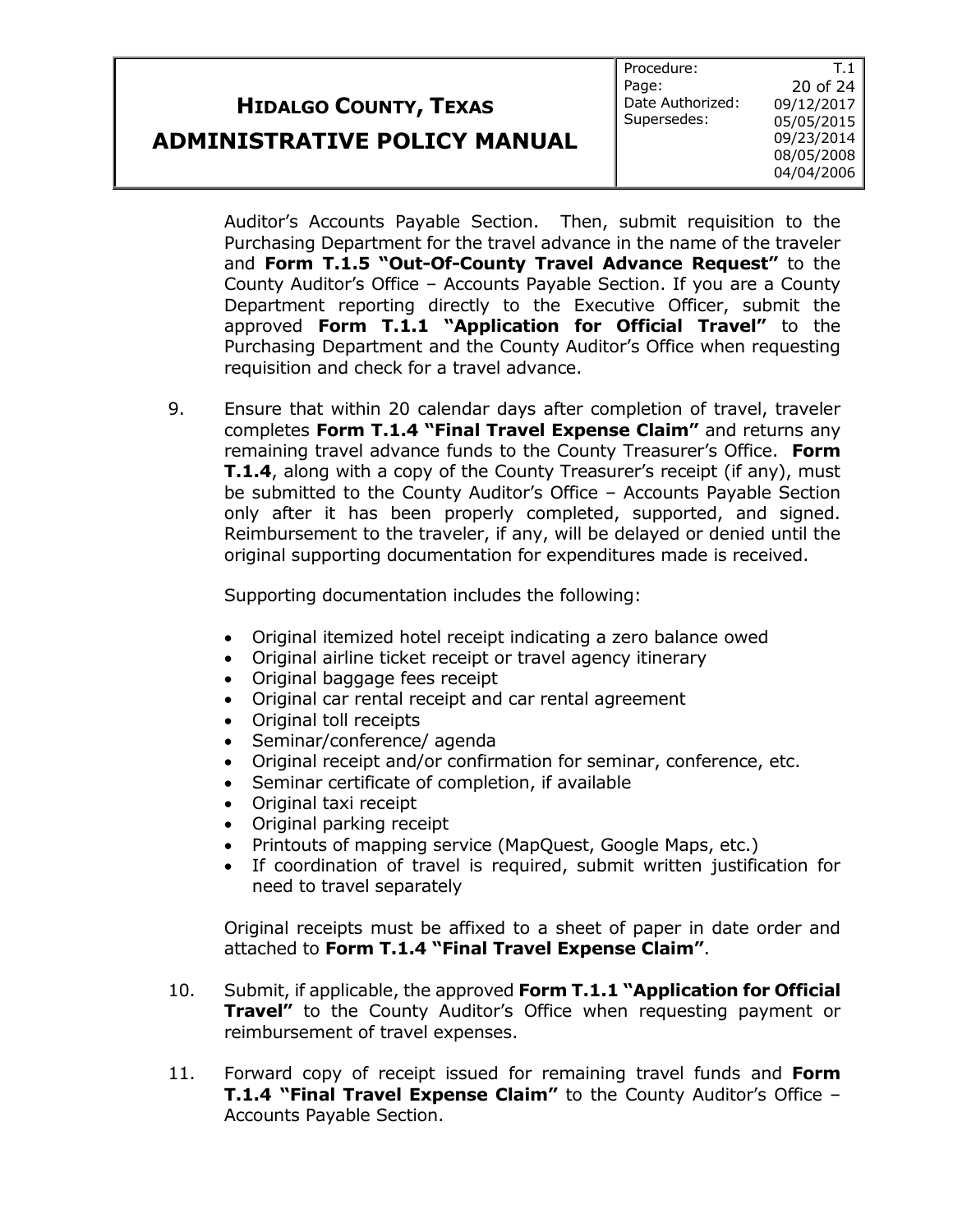Auditor's Accounts Payable Section. Then, submit requisition to the Purchasing Department for the travel advance in the name of the traveler and **Form T.1.5 "Out-Of-County Travel Advance Request"** to the County Auditor's Office – Accounts Payable Section. If you are a County Department reporting directly to the Executive Officer, submit the approved **Form T.1.1 "Application for Official Travel"** to the Purchasing Department and the County Auditor's Office when requesting requisition and check for a travel advance.

9. Ensure that within 20 calendar days after completion of travel, traveler completes **Form T.1.4 "Final Travel Expense Claim"** and returns any remaining travel advance funds to the County Treasurer's Office. **Form T.1.4**, along with a copy of the County Treasurer's receipt (if any), must be submitted to the County Auditor's Office – Accounts Payable Section only after it has been properly completed, supported, and signed. Reimbursement to the traveler, if any, will be delayed or denied until the original supporting documentation for expenditures made is received.

   Supporting documentation includes the following:

   - Original itemized hotel receipt indicating a zero balance owed
   - Original airline ticket receipt or travel agency itinerary
   - Original baggage fees receipt
   - Original car rental receipt and car rental agreement
   - Original toll receipts
   - Seminar/conference/ agenda
   - Original receipt and/or confirmation for seminar, conference, etc.
   - Seminar certificate of completion, if available
   - Original taxi receipt
   - Original parking receipt
   - Printouts of mapping service (MapQuest, Google Maps, etc.)
   - If coordination of travel is required, submit written justification for need to travel separately

   Original receipts must be affixed to a sheet of paper in date order and attached to **Form T.1.4 "Final Travel Expense Claim"**.

10. Submit, if applicable, the approved **Form T.1.1 "Application for Official Travel"** to the County Auditor's Office when requesting payment or reimbursement of travel expenses.

11. Forward copy of receipt issued for remaining travel funds and **Form T.1.4 "Final Travel Expense Claim"** to the County Auditor's Office – Accounts Payable Section.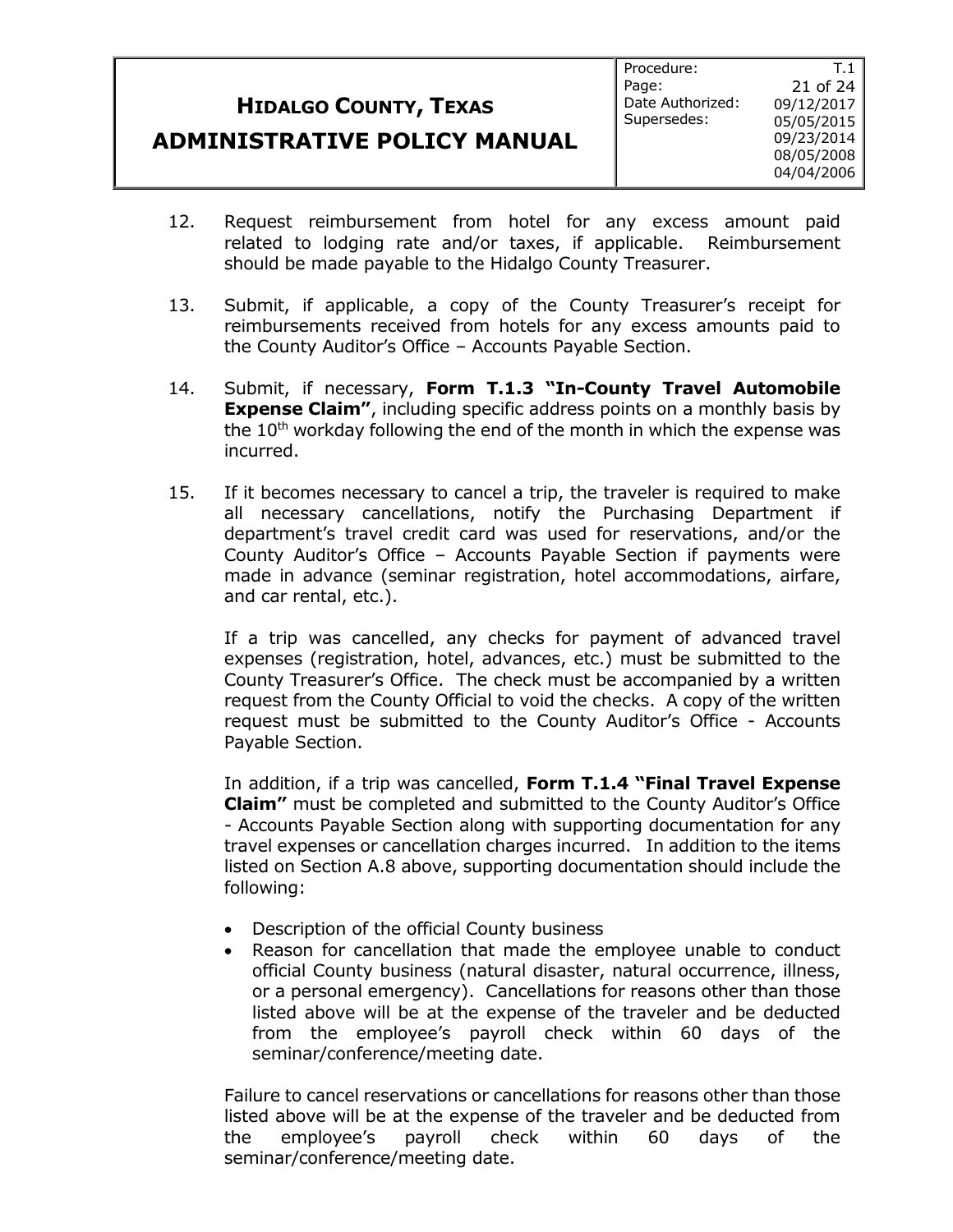12. Request reimbursement from hotel for any excess amount paid related to lodging rate and/or taxes, if applicable. Reimbursement should be made payable to the Hidalgo County Treasurer.

13. Submit, if applicable, a copy of the County Treasurer's receipt for reimbursements received from hotels for any excess amounts paid to the County Auditor's Office – Accounts Payable Section.

14. Submit, if necessary, **Form T.1.3 "In-County Travel Automobile Expense Claim"**, including specific address points on a monthly basis by the 10th workday following the end of the month in which the expense was incurred.

15. If it becomes necessary to cancel a trip, the traveler is required to make all necessary cancellations, notify the Purchasing Department if department's travel credit card was used for reservations, and/or the County Auditor's Office – Accounts Payable Section if payments were made in advance (seminar registration, hotel accommodations, airfare, and car rental, etc.).

    If a trip was cancelled, any checks for payment of advanced travel expenses (registration, hotel, advances, etc.) must be submitted to the County Treasurer's Office. The check must be accompanied by a written request from the County Official to void the checks. A copy of the written request must be submitted to the County Auditor's Office - Accounts Payable Section.

    In addition, if a trip was cancelled, **Form T.1.4 "Final Travel Expense Claim"** must be completed and submitted to the County Auditor's Office - Accounts Payable Section along with supporting documentation for any travel expenses or cancellation charges incurred. In addition to the items listed on Section A.8 above, supporting documentation should include the following:

    - Description of the official County business
    - Reason for cancellation that made the employee unable to conduct official County business (natural disaster, natural occurrence, illness, or a personal emergency). Cancellations for reasons other than those listed above will be at the expense of the traveler and be deducted from the employee's payroll check within 60 days of the seminar/conference/meeting date.

    Failure to cancel reservations or cancellations for reasons other than those listed above will be at the expense of the traveler and be deducted from the employee's payroll check within 60 days of the seminar/conference/meeting date.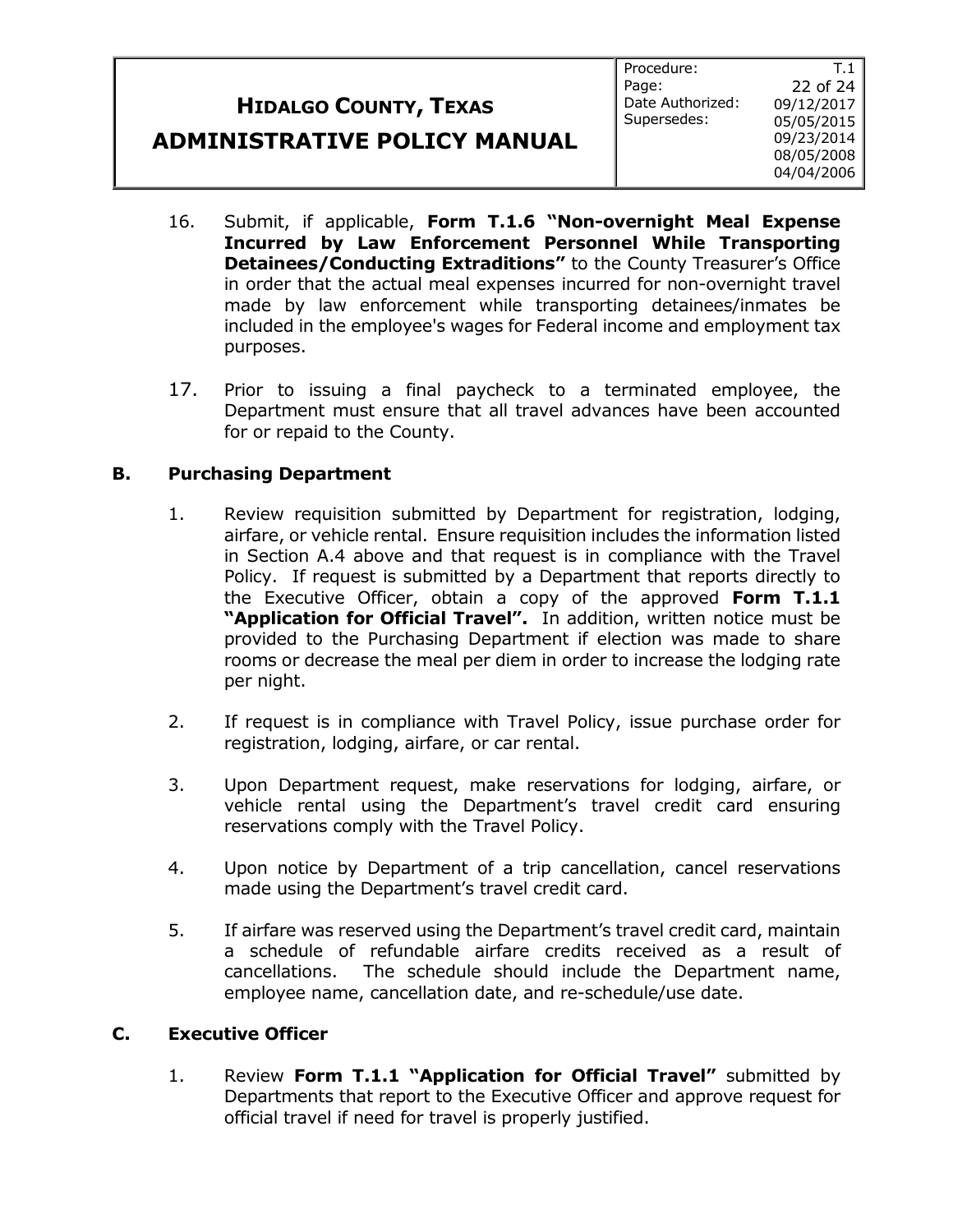16. Submit, if applicable, **Form T.1.6 "Non-overnight Meal Expense Incurred by Law Enforcement Personnel While Transporting Detainees/Conducting Extraditions"** to the County Treasurer's Office in order that the actual meal expenses incurred for non-overnight travel made by law enforcement while transporting detainees/inmates be included in the employee's wages for Federal income and employment tax purposes.

17. Prior to issuing a final paycheck to a terminated employee, the Department must ensure that all travel advances have been accounted for or repaid to the County.

## B. Purchasing Department

1. Review requisition submitted by Department for registration, lodging, airfare, or vehicle rental. Ensure requisition includes the information listed in Section A.4 above and that request is in compliance with the Travel Policy. If request is submitted by a Department that reports directly to the Executive Officer, obtain a copy of the approved **Form T.1.1 "Application for Official Travel".** In addition, written notice must be provided to the Purchasing Department if election was made to share rooms or decrease the meal per diem in order to increase the lodging rate per night.

2. If request is in compliance with Travel Policy, issue purchase order for registration, lodging, airfare, or car rental.

3. Upon Department request, make reservations for lodging, airfare, or vehicle rental using the Department's travel credit card ensuring reservations comply with the Travel Policy.

4. Upon notice by Department of a trip cancellation, cancel reservations made using the Department's travel credit card.

5. If airfare was reserved using the Department's travel credit card, maintain a schedule of refundable airfare credits received as a result of cancellations. The schedule should include the Department name, employee name, cancellation date, and re-schedule/use date.

## C. Executive Officer

1. Review **Form T.1.1 "Application for Official Travel"** submitted by Departments that report to the Executive Officer and approve request for official travel if need for travel is properly justified.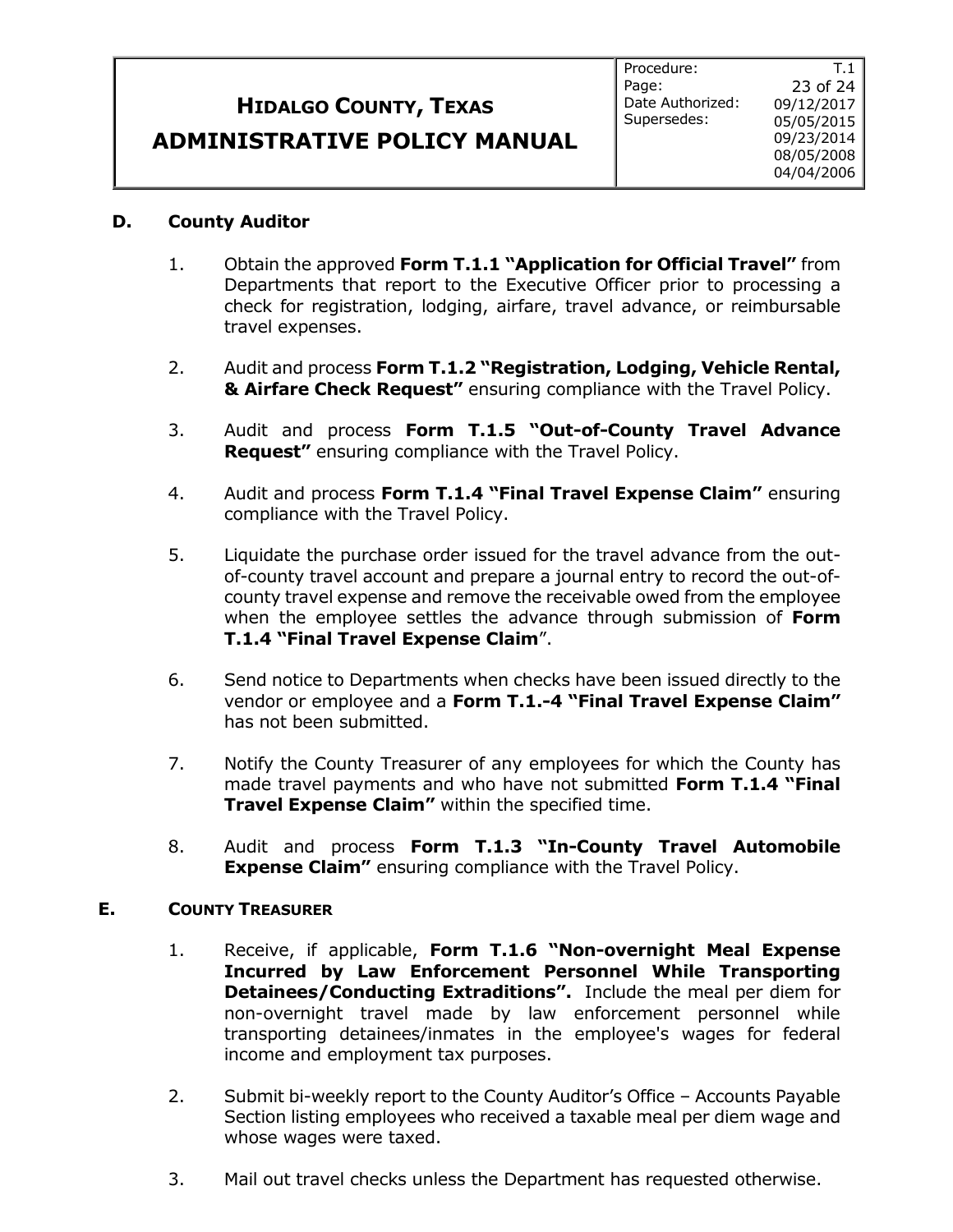## D. County Auditor

1. Obtain the approved **Form T.1.1 "Application for Official Travel"** from Departments that report to the Executive Officer prior to processing a check for registration, lodging, airfare, travel advance, or reimbursable travel expenses.

2. Audit and process **Form T.1.2 "Registration, Lodging, Vehicle Rental, & Airfare Check Request"** ensuring compliance with the Travel Policy.

3. Audit and process **Form T.1.5 "Out-of-County Travel Advance Request"** ensuring compliance with the Travel Policy.

4. Audit and process **Form T.1.4 "Final Travel Expense Claim"** ensuring compliance with the Travel Policy.

5. Liquidate the purchase order issued for the travel advance from the out-of-county travel account and prepare a journal entry to record the out-of-county travel expense and remove the receivable owed from the employee when the employee settles the advance through submission of **Form T.1.4 "Final Travel Expense Claim**".

6. Send notice to Departments when checks have been issued directly to the vendor or employee and a **Form T.1.-4 "Final Travel Expense Claim"** has not been submitted.

7. Notify the County Treasurer of any employees for which the County has made travel payments and who have not submitted **Form T.1.4 "Final Travel Expense Claim"** within the specified time.

8. Audit and process **Form T.1.3 "In-County Travel Automobile Expense Claim"** ensuring compliance with the Travel Policy.

## E. County Treasurer

1. Receive, if applicable, **Form T.1.6 "Non-overnight Meal Expense Incurred by Law Enforcement Personnel While Transporting Detainees/Conducting Extraditions".** Include the meal per diem for non-overnight travel made by law enforcement personnel while transporting detainees/inmates in the employee's wages for federal income and employment tax purposes.

2. Submit bi-weekly report to the County Auditor's Office – Accounts Payable Section listing employees who received a taxable meal per diem wage and whose wages were taxed.

3. Mail out travel checks unless the Department has requested otherwise.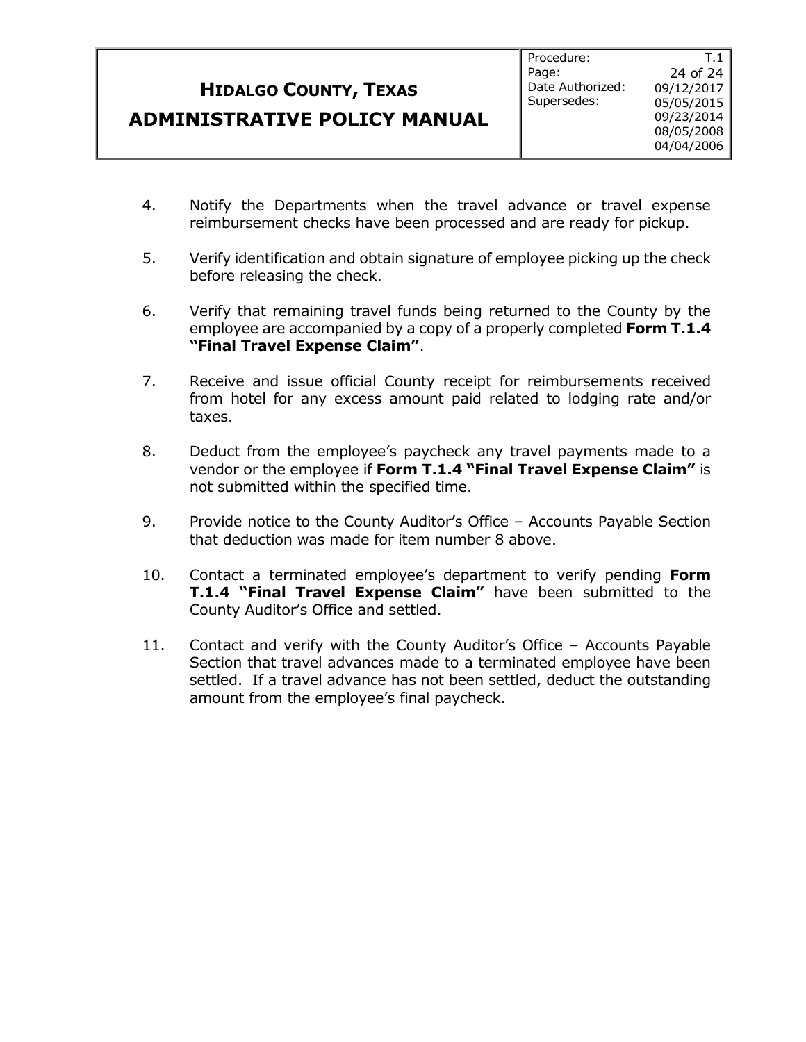4. Notify the Departments when the travel advance or travel expense reimbursement checks have been processed and are ready for pickup.

5. Verify identification and obtain signature of employee picking up the check before releasing the check.

6. Verify that remaining travel funds being returned to the County by the employee are accompanied by a copy of a properly completed **Form T.1.4 "Final Travel Expense Claim"**.

7. Receive and issue official County receipt for reimbursements received from hotel for any excess amount paid related to lodging rate and/or taxes.

8. Deduct from the employee's paycheck any travel payments made to a vendor or the employee if **Form T.1.4 "Final Travel Expense Claim"** is not submitted within the specified time.

9. Provide notice to the County Auditor's Office – Accounts Payable Section that deduction was made for item number 8 above.

10. Contact a terminated employee's department to verify pending **Form T.1.4 "Final Travel Expense Claim"** have been submitted to the County Auditor's Office and settled.

11. Contact and verify with the County Auditor's Office – Accounts Payable Section that travel advances made to a terminated employee have been settled. If a travel advance has not been settled, deduct the outstanding amount from the employee's final paycheck.